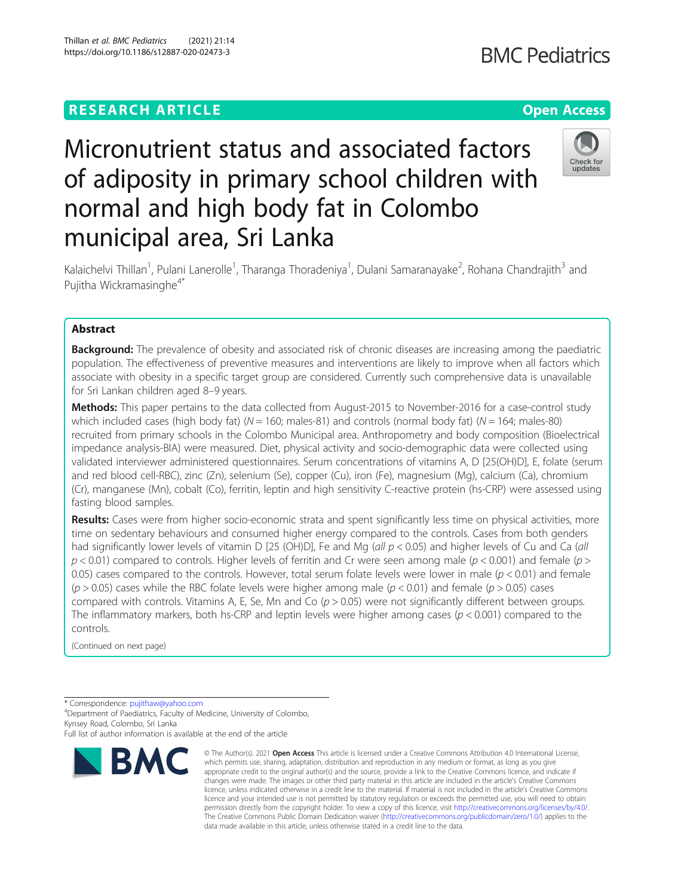# RESEARCH ARTICLE

Open Access

# Micronutrient status and associated factors of adiposity in primary school children with normal and high body fat in Colombo municipal area, Sri Lanka

Kalaichelvi Thillan[1], Pulani Lanerolle[1], Tharanga Thoradeniya[1], Dulani Samaranayake[2], Rohana Chandrajith[3] and Pujitha Wickramasinghe[4*]

## Abstract

**Background:** The prevalence of obesity and associated risk of chronic diseases are increasing among the paediatric population. The effectiveness of preventive measures and interventions are likely to improve when all factors which associate with obesity in a specific target group are considered. Currently such comprehensive data is unavailable for Sri Lankan children aged 8–9 years.

**Methods:** This paper pertains to the data collected from August-2015 to November-2016 for a case-control study which included cases (high body fat) (*N* = 160; males-81) and controls (normal body fat) (*N* = 164; males-80) recruited from primary schools in the Colombo Municipal area. Anthropometry and body composition (Bioelectrical impedance analysis-BIA) were measured. Diet, physical activity and socio-demographic data were collected using validated interviewer administered questionnaires. Serum concentrations of vitamins A, D [25(OH)D], E, folate (serum and red blood cell-RBC), zinc (Zn), selenium (Se), copper (Cu), iron (Fe), magnesium (Mg), calcium (Ca), chromium (Cr), manganese (Mn), cobalt (Co), ferritin, leptin and high sensitivity C-reactive protein (hs-CRP) were assessed using fasting blood samples.

**Results:** Cases were from higher socio-economic strata and spent significantly less time on physical activities, more time on sedentary behaviours and consumed higher energy compared to the controls. Cases from both genders had significantly lower levels of vitamin D [25 (OH)D], Fe and Mg (*all* $p < 0.05$) and higher levels of Cu and Ca (*all* $p < 0.01$) compared to controls. Higher levels of ferritin and Cr were seen among male ($p < 0.001$) and female ($p > 0.05$) cases compared to the controls. However, total serum folate levels were lower in male ($p < 0.01$) and female ($p > 0.05$) cases while the RBC folate levels were higher among male ($p < 0.01$) and female ($p > 0.05$) cases compared with controls. Vitamins A, E, Se, Mn and Co ($p > 0.05$) were not significantly different between groups. The inflammatory markers, both hs-CRP and leptin levels were higher among cases ($p < 0.001$) compared to the controls.

(Continued on next page)

---

\* Correspondence: pujithaw@yahoo.com
[4]Department of Paediatrics, Faculty of Medicine, University of Colombo, Kynsey Road, Colombo, Sri Lanka
Full list of author information is available at the end of the article

© The Author(s). 2021 **Open Access** This article is licensed under a Creative Commons Attribution 4.0 International License, which permits use, sharing, adaptation, distribution and reproduction in any medium or format, as long as you give appropriate credit to the original author(s) and the source, provide a link to the Creative Commons licence, and indicate if changes were made. The images or other third party material in this article are included in the article's Creative Commons licence, unless indicated otherwise in a credit line to the material. If material is not included in the article's Creative Commons licence and your intended use is not permitted by statutory regulation or exceeds the permitted use, you will need to obtain permission directly from the copyright holder. To view a copy of this licence, visit http://creativecommons.org/licenses/by/4.0/. The Creative Commons Public Domain Dedication waiver (http://creativecommons.org/publicdomain/zero/1.0/) applies to the data made available in this article, unless otherwise stated in a credit line to the data.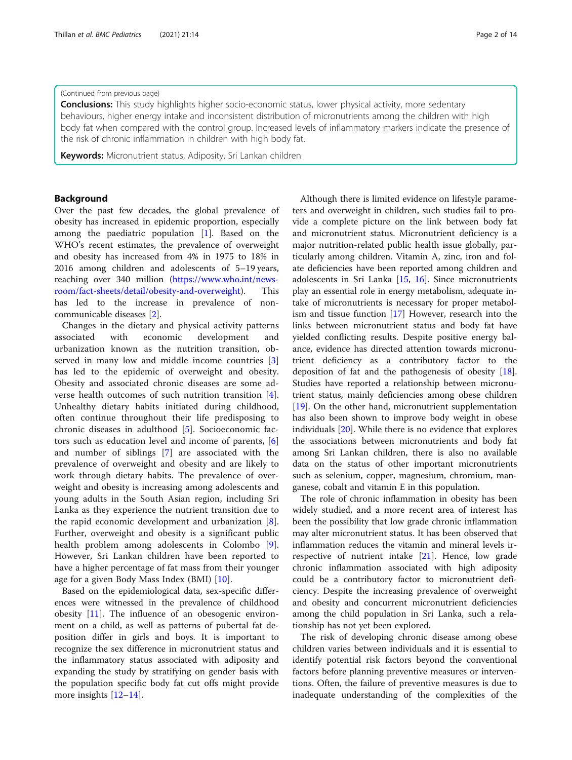(Continued from previous page)

**Conclusions:** This study highlights higher socio-economic status, lower physical activity, more sedentary behaviours, higher energy intake and inconsistent distribution of micronutrients among the children with high body fat when compared with the control group. Increased levels of inflammatory markers indicate the presence of the risk of chronic inflammation in children with high body fat.

**Keywords:** Micronutrient status, Adiposity, Sri Lankan children

## Background

Over the past few decades, the global prevalence of obesity has increased in epidemic proportion, especially among the paediatric population [1]. Based on the WHO's recent estimates, the prevalence of overweight and obesity has increased from 4% in 1975 to 18% in 2016 among children and adolescents of 5–19 years, reaching over 340 million (https://www.who.int/news-room/fact-sheets/detail/obesity-and-overweight). This has led to the increase in prevalence of non-communicable diseases [2].

Changes in the dietary and physical activity patterns associated with economic development and urbanization known as the nutrition transition, observed in many low and middle income countries [3] has led to the epidemic of overweight and obesity. Obesity and associated chronic diseases are some adverse health outcomes of such nutrition transition [4]. Unhealthy dietary habits initiated during childhood, often continue throughout their life predisposing to chronic diseases in adulthood [5]. Socioeconomic factors such as education level and income of parents, [6] and number of siblings [7] are associated with the prevalence of overweight and obesity and are likely to work through dietary habits. The prevalence of overweight and obesity is increasing among adolescents and young adults in the South Asian region, including Sri Lanka as they experience the nutrient transition due to the rapid economic development and urbanization [8]. Further, overweight and obesity is a significant public health problem among adolescents in Colombo [9]. However, Sri Lankan children have been reported to have a higher percentage of fat mass from their younger age for a given Body Mass Index (BMI) [10].

Based on the epidemiological data, sex-specific differences were witnessed in the prevalence of childhood obesity [11]. The influence of an obesogenic environment on a child, as well as patterns of pubertal fat deposition differ in girls and boys. It is important to recognize the sex difference in micronutrient status and the inflammatory status associated with adiposity and expanding the study by stratifying on gender basis with the population specific body fat cut offs might provide more insights [12–14].

Although there is limited evidence on lifestyle parameters and overweight in children, such studies fail to provide a complete picture on the link between body fat and micronutrient status. Micronutrient deficiency is a major nutrition-related public health issue globally, particularly among children. Vitamin A, zinc, iron and folate deficiencies have been reported among children and adolescents in Sri Lanka [15, 16]. Since micronutrients play an essential role in energy metabolism, adequate intake of micronutrients is necessary for proper metabolism and tissue function [17] However, research into the links between micronutrient status and body fat have yielded conflicting results. Despite positive energy balance, evidence has directed attention towards micronutrient deficiency as a contributory factor to the deposition of fat and the pathogenesis of obesity [18]. Studies have reported a relationship between micronutrient status, mainly deficiencies among obese children [19]. On the other hand, micronutrient supplementation has also been shown to improve body weight in obese individuals [20]. While there is no evidence that explores the associations between micronutrients and body fat among Sri Lankan children, there is also no available data on the status of other important micronutrients such as selenium, copper, magnesium, chromium, manganese, cobalt and vitamin E in this population.

The role of chronic inflammation in obesity has been widely studied, and a more recent area of interest has been the possibility that low grade chronic inflammation may alter micronutrient status. It has been observed that inflammation reduces the vitamin and mineral levels irrespective of nutrient intake [21]. Hence, low grade chronic inflammation associated with high adiposity could be a contributory factor to micronutrient deficiency. Despite the increasing prevalence of overweight and obesity and concurrent micronutrient deficiencies among the child population in Sri Lanka, such a relationship has not yet been explored.

The risk of developing chronic disease among obese children varies between individuals and it is essential to identify potential risk factors beyond the conventional factors before planning preventive measures or interventions. Often, the failure of preventive measures is due to inadequate understanding of the complexities of the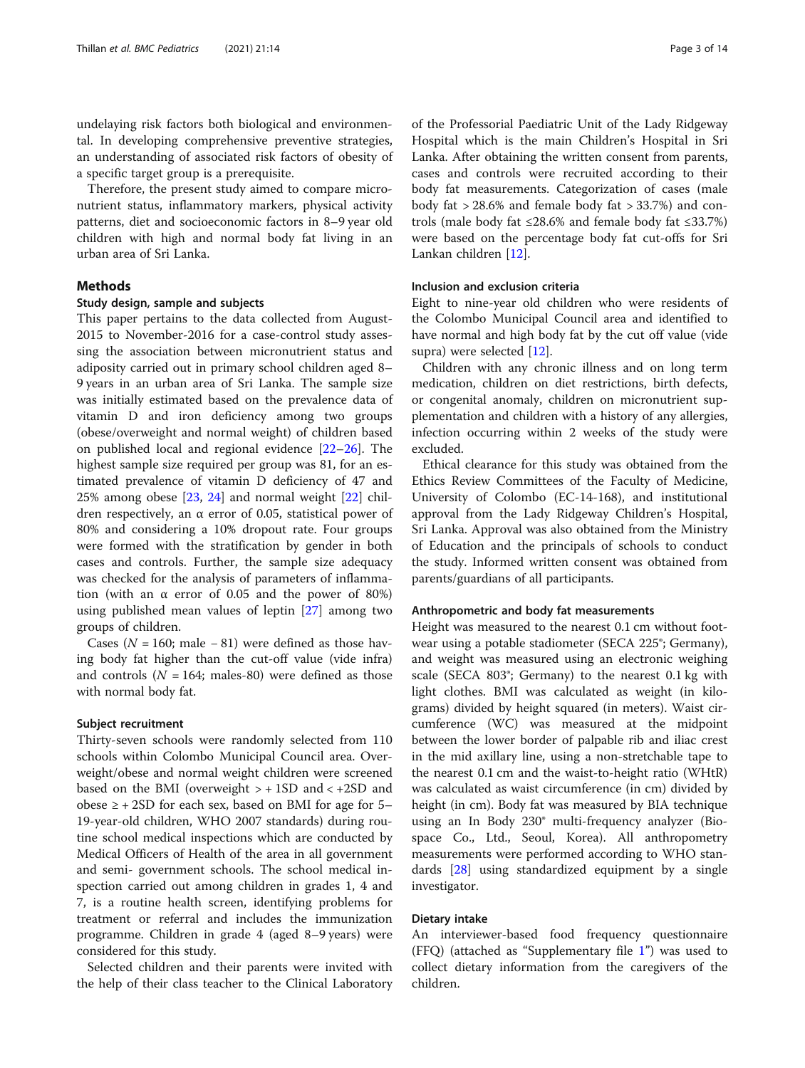undelaying risk factors both biological and environmental. In developing comprehensive preventive strategies, an understanding of associated risk factors of obesity of a specific target group is a prerequisite.

Therefore, the present study aimed to compare micronutrient status, inflammatory markers, physical activity patterns, diet and socioeconomic factors in 8–9 year old children with high and normal body fat living in an urban area of Sri Lanka.

## Methods

### Study design, sample and subjects

This paper pertains to the data collected from August-2015 to November-2016 for a case-control study assessing the association between micronutrient status and adiposity carried out in primary school children aged 8–9 years in an urban area of Sri Lanka. The sample size was initially estimated based on the prevalence data of vitamin D and iron deficiency among two groups (obese/overweight and normal weight) of children based on published local and regional evidence [22–26]. The highest sample size required per group was 81, for an estimated prevalence of vitamin D deficiency of 47 and 25% among obese [23, 24] and normal weight [22] children respectively, an α error of 0.05, statistical power of 80% and considering a 10% dropout rate. Four groups were formed with the stratification by gender in both cases and controls. Further, the sample size adequacy was checked for the analysis of parameters of inflammation (with an α error of 0.05 and the power of 80%) using published mean values of leptin [27] among two groups of children.

Cases ($N = 160$; male – 81) were defined as those having body fat higher than the cut-off value (vide infra) and controls ($N = 164$; males-80) were defined as those with normal body fat.

### Subject recruitment

Thirty-seven schools were randomly selected from 110 schools within Colombo Municipal Council area. Overweight/obese and normal weight children were screened based on the BMI (overweight > + 1SD and < +2SD and obese ≥ + 2SD for each sex, based on BMI for age for 5–19-year-old children, WHO 2007 standards) during routine school medical inspections which are conducted by Medical Officers of Health of the area in all government and semi- government schools. The school medical inspection carried out among children in grades 1, 4 and 7, is a routine health screen, identifying problems for treatment or referral and includes the immunization programme. Children in grade 4 (aged 8–9 years) were considered for this study.

Selected children and their parents were invited with the help of their class teacher to the Clinical Laboratory of the Professorial Paediatric Unit of the Lady Ridgeway Hospital which is the main Children's Hospital in Sri Lanka. After obtaining the written consent from parents, cases and controls were recruited according to their body fat measurements. Categorization of cases (male body fat > 28.6% and female body fat > 33.7%) and controls (male body fat ≤28.6% and female body fat ≤33.7%) were based on the percentage body fat cut-offs for Sri Lankan children [12].

### Inclusion and exclusion criteria

Eight to nine-year old children who were residents of the Colombo Municipal Council area and identified to have normal and high body fat by the cut off value (vide supra) were selected [12].

Children with any chronic illness and on long term medication, children on diet restrictions, birth defects, or congenital anomaly, children on micronutrient supplementation and children with a history of any allergies, infection occurring within 2 weeks of the study were excluded.

Ethical clearance for this study was obtained from the Ethics Review Committees of the Faculty of Medicine, University of Colombo (EC-14-168), and institutional approval from the Lady Ridgeway Children's Hospital, Sri Lanka. Approval was also obtained from the Ministry of Education and the principals of schools to conduct the study. Informed written consent was obtained from parents/guardians of all participants.

### Anthropometric and body fat measurements

Height was measured to the nearest 0.1 cm without footwear using a potable stadiometer (SECA 225®; Germany), and weight was measured using an electronic weighing scale (SECA 803®; Germany) to the nearest 0.1 kg with light clothes. BMI was calculated as weight (in kilograms) divided by height squared (in meters). Waist circumference (WC) was measured at the midpoint between the lower border of palpable rib and iliac crest in the mid axillary line, using a non-stretchable tape to the nearest 0.1 cm and the waist-to-height ratio (WHtR) was calculated as waist circumference (in cm) divided by height (in cm). Body fat was measured by BIA technique using an In Body 230® multi-frequency analyzer (Biospace Co., Ltd., Seoul, Korea). All anthropometry measurements were performed according to WHO standards [28] using standardized equipment by a single investigator.

### Dietary intake

An interviewer-based food frequency questionnaire (FFQ) (attached as "Supplementary file 1") was used to collect dietary information from the caregivers of the children.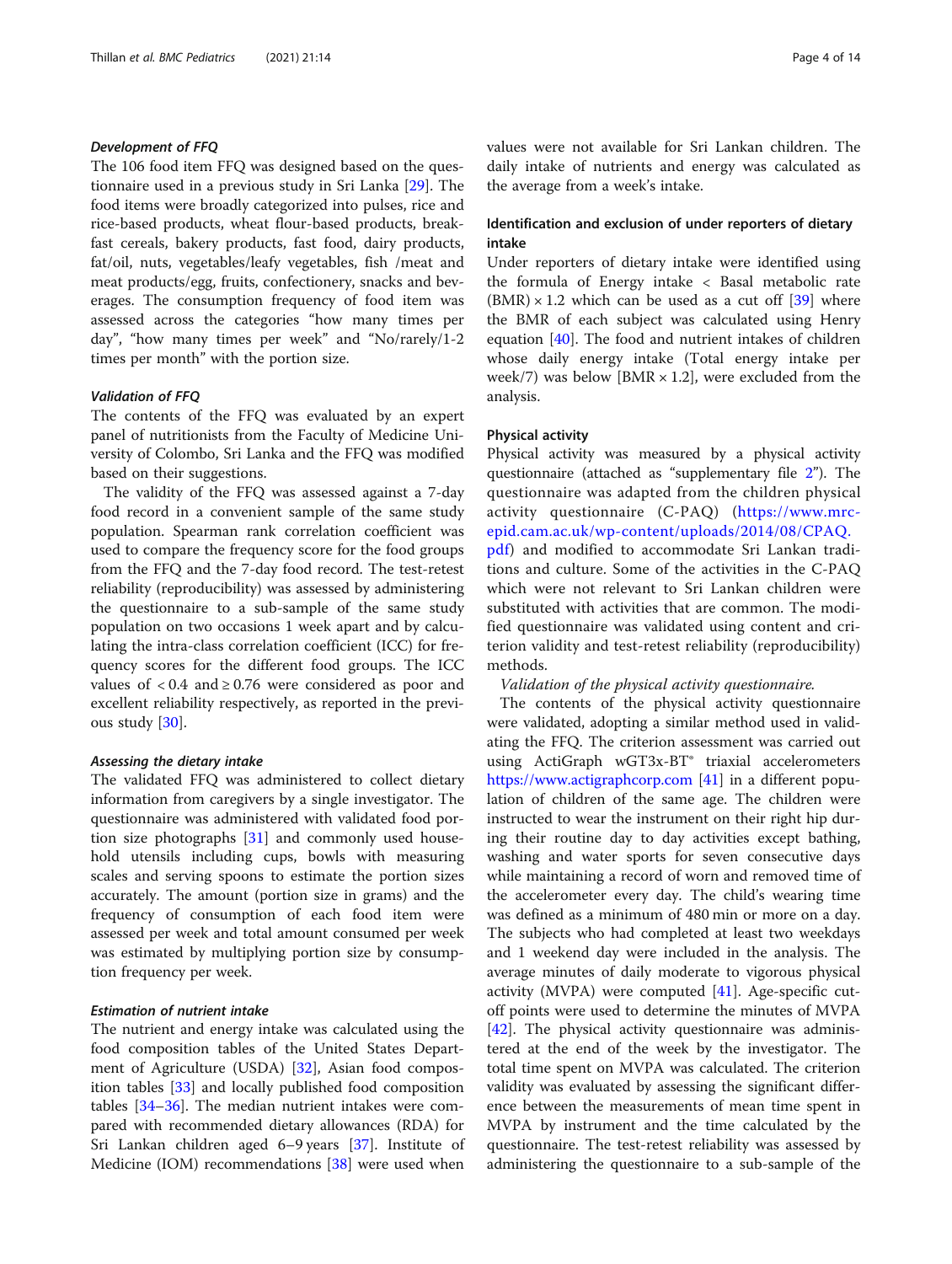#### *Development of FFQ*

The 106 food item FFQ was designed based on the questionnaire used in a previous study in Sri Lanka [29]. The food items were broadly categorized into pulses, rice and rice-based products, wheat flour-based products, breakfast cereals, bakery products, fast food, dairy products, fat/oil, nuts, vegetables/leafy vegetables, fish /meat and meat products/egg, fruits, confectionery, snacks and beverages. The consumption frequency of food item was assessed across the categories "how many times per day", "how many times per week" and "No/rarely/1-2 times per month" with the portion size.

#### *Validation of FFQ*

The contents of the FFQ was evaluated by an expert panel of nutritionists from the Faculty of Medicine University of Colombo, Sri Lanka and the FFQ was modified based on their suggestions.

The validity of the FFQ was assessed against a 7-day food record in a convenient sample of the same study population. Spearman rank correlation coefficient was used to compare the frequency score for the food groups from the FFQ and the 7-day food record. The test-retest reliability (reproducibility) was assessed by administering the questionnaire to a sub-sample of the same study population on two occasions 1 week apart and by calculating the intra-class correlation coefficient (ICC) for frequency scores for the different food groups. The ICC values of $< 0.4$ and $\geq 0.76$ were considered as poor and excellent reliability respectively, as reported in the previous study [30].

#### *Assessing the dietary intake*

The validated FFQ was administered to collect dietary information from caregivers by a single investigator. The questionnaire was administered with validated food portion size photographs [31] and commonly used household utensils including cups, bowls with measuring scales and serving spoons to estimate the portion sizes accurately. The amount (portion size in grams) and the frequency of consumption of each food item were assessed per week and total amount consumed per week was estimated by multiplying portion size by consumption frequency per week.

#### *Estimation of nutrient intake*

The nutrient and energy intake was calculated using the food composition tables of the United States Department of Agriculture (USDA) [32], Asian food composition tables [33] and locally published food composition tables [34–36]. The median nutrient intakes were compared with recommended dietary allowances (RDA) for Sri Lankan children aged 6–9 years [37]. Institute of Medicine (IOM) recommendations [38] were used when values were not available for Sri Lankan children. The daily intake of nutrients and energy was calculated as the average from a week's intake.

### Identification and exclusion of under reporters of dietary intake

Under reporters of dietary intake were identified using the formula of Energy intake < Basal metabolic rate $(BMR) \times 1.2$ which can be used as a cut off [39] where the BMR of each subject was calculated using Henry equation [40]. The food and nutrient intakes of children whose daily energy intake (Total energy intake per week/7) was below $[BMR \times 1.2]$, were excluded from the analysis.

### Physical activity

Physical activity was measured by a physical activity questionnaire (attached as "supplementary file 2"). The questionnaire was adapted from the children physical activity questionnaire (C-PAQ) (https://www.mrc-epid.cam.ac.uk/wp-content/uploads/2014/08/CPAQ.pdf) and modified to accommodate Sri Lankan traditions and culture. Some of the activities in the C-PAQ which were not relevant to Sri Lankan children were substituted with activities that are common. The modified questionnaire was validated using content and criterion validity and test-retest reliability (reproducibility) methods.

*Validation of the physical activity questionnaire.*

The contents of the physical activity questionnaire were validated, adopting a similar method used in validating the FFQ. The criterion assessment was carried out using ActiGraph wGT3x-BT® triaxial accelerometers https://www.actigraphcorp.com [41] in a different population of children of the same age. The children were instructed to wear the instrument on their right hip during their routine day to day activities except bathing, washing and water sports for seven consecutive days while maintaining a record of worn and removed time of the accelerometer every day. The child's wearing time was defined as a minimum of 480 min or more on a day. The subjects who had completed at least two weekdays and 1 weekend day were included in the analysis. The average minutes of daily moderate to vigorous physical activity (MVPA) were computed [41]. Age-specific cut-off points were used to determine the minutes of MVPA [42]. The physical activity questionnaire was administered at the end of the week by the investigator. The total time spent on MVPA was calculated. The criterion validity was evaluated by assessing the significant difference between the measurements of mean time spent in MVPA by instrument and the time calculated by the questionnaire. The test-retest reliability was assessed by administering the questionnaire to a sub-sample of the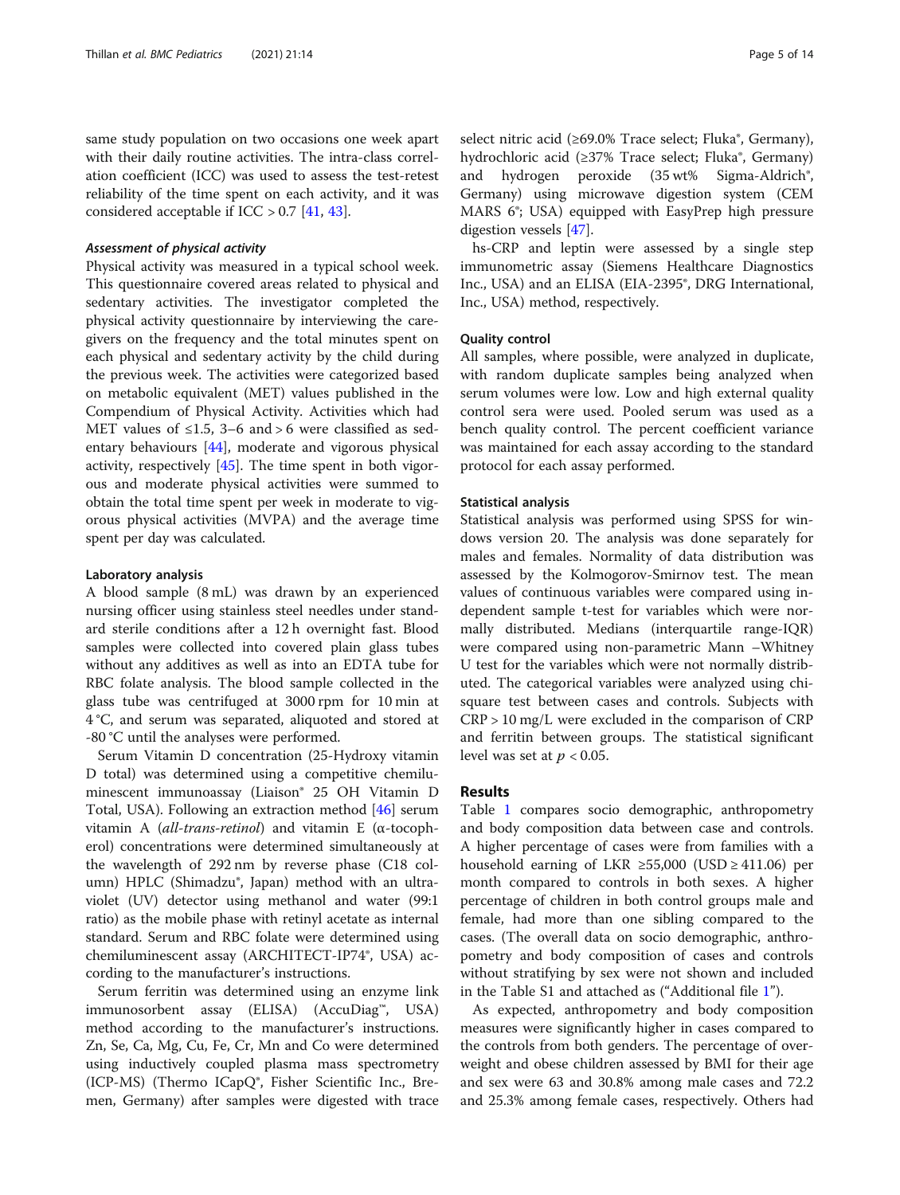same study population on two occasions one week apart with their daily routine activities. The intra-class correlation coefficient (ICC) was used to assess the test-retest reliability of the time spent on each activity, and it was considered acceptable if ICC > 0.7 [41, 43].

#### *Assessment of physical activity*

Physical activity was measured in a typical school week. This questionnaire covered areas related to physical and sedentary activities. The investigator completed the physical activity questionnaire by interviewing the caregivers on the frequency and the total minutes spent on each physical and sedentary activity by the child during the previous week. The activities were categorized based on metabolic equivalent (MET) values published in the Compendium of Physical Activity. Activities which had MET values of ≤1.5, 3–6 and > 6 were classified as sedentary behaviours [44], moderate and vigorous physical activity, respectively [45]. The time spent in both vigorous and moderate physical activities were summed to obtain the total time spent per week in moderate to vigorous physical activities (MVPA) and the average time spent per day was calculated.

### Laboratory analysis

A blood sample (8 mL) was drawn by an experienced nursing officer using stainless steel needles under standard sterile conditions after a 12 h overnight fast. Blood samples were collected into covered plain glass tubes without any additives as well as into an EDTA tube for RBC folate analysis. The blood sample collected in the glass tube was centrifuged at 3000 rpm for 10 min at 4 °C, and serum was separated, aliquoted and stored at -80 °C until the analyses were performed.

Serum Vitamin D concentration (25-Hydroxy vitamin D total) was determined using a competitive chemiluminescent immunoassay (Liaison® 25 OH Vitamin D Total, USA). Following an extraction method [46] serum vitamin A (*all-trans-retinol*) and vitamin E (α-tocopherol) concentrations were determined simultaneously at the wavelength of 292 nm by reverse phase (C18 column) HPLC (Shimadzu®, Japan) method with an ultraviolet (UV) detector using methanol and water (99:1 ratio) as the mobile phase with retinyl acetate as internal standard. Serum and RBC folate were determined using chemiluminescent assay (ARCHITECT-IP74®, USA) according to the manufacturer's instructions.

Serum ferritin was determined using an enzyme link immunosorbent assay (ELISA) (AccuDiag™, USA) method according to the manufacturer's instructions. Zn, Se, Ca, Mg, Cu, Fe, Cr, Mn and Co were determined using inductively coupled plasma mass spectrometry (ICP-MS) (Thermo ICapQ®, Fisher Scientific Inc., Bremen, Germany) after samples were digested with trace select nitric acid (≥69.0% Trace select; Fluka®, Germany), hydrochloric acid (≥37% Trace select; Fluka®, Germany) and hydrogen peroxide (35 wt% Sigma-Aldrich®, Germany) using microwave digestion system (CEM MARS 6®; USA) equipped with EasyPrep high pressure digestion vessels [47].

hs-CRP and leptin were assessed by a single step immunometric assay (Siemens Healthcare Diagnostics Inc., USA) and an ELISA (EIA-2395®, DRG International, Inc., USA) method, respectively.

### Quality control

All samples, where possible, were analyzed in duplicate, with random duplicate samples being analyzed when serum volumes were low. Low and high external quality control sera were used. Pooled serum was used as a bench quality control. The percent coefficient variance was maintained for each assay according to the standard protocol for each assay performed.

### Statistical analysis

Statistical analysis was performed using SPSS for windows version 20. The analysis was done separately for males and females. Normality of data distribution was assessed by the Kolmogorov-Smirnov test. The mean values of continuous variables were compared using independent sample t-test for variables which were normally distributed. Medians (interquartile range-IQR) were compared using non-parametric Mann –Whitney U test for the variables which were not normally distributed. The categorical variables were analyzed using chi-square test between cases and controls. Subjects with CRP > 10 mg/L were excluded in the comparison of CRP and ferritin between groups. The statistical significant level was set at $p < 0.05$.

## Results

Table 1 compares socio demographic, anthropometry and body composition data between case and controls. A higher percentage of cases were from families with a household earning of LKR ≥55,000 (USD ≥ 411.06) per month compared to controls in both sexes. A higher percentage of children in both control groups male and female, had more than one sibling compared to the cases. (The overall data on socio demographic, anthropometry and body composition of cases and controls without stratifying by sex were not shown and included in the Table S1 and attached as ("Additional file 1").

As expected, anthropometry and body composition measures were significantly higher in cases compared to the controls from both genders. The percentage of overweight and obese children assessed by BMI for their age and sex were 63 and 30.8% among male cases and 72.2 and 25.3% among female cases, respectively. Others had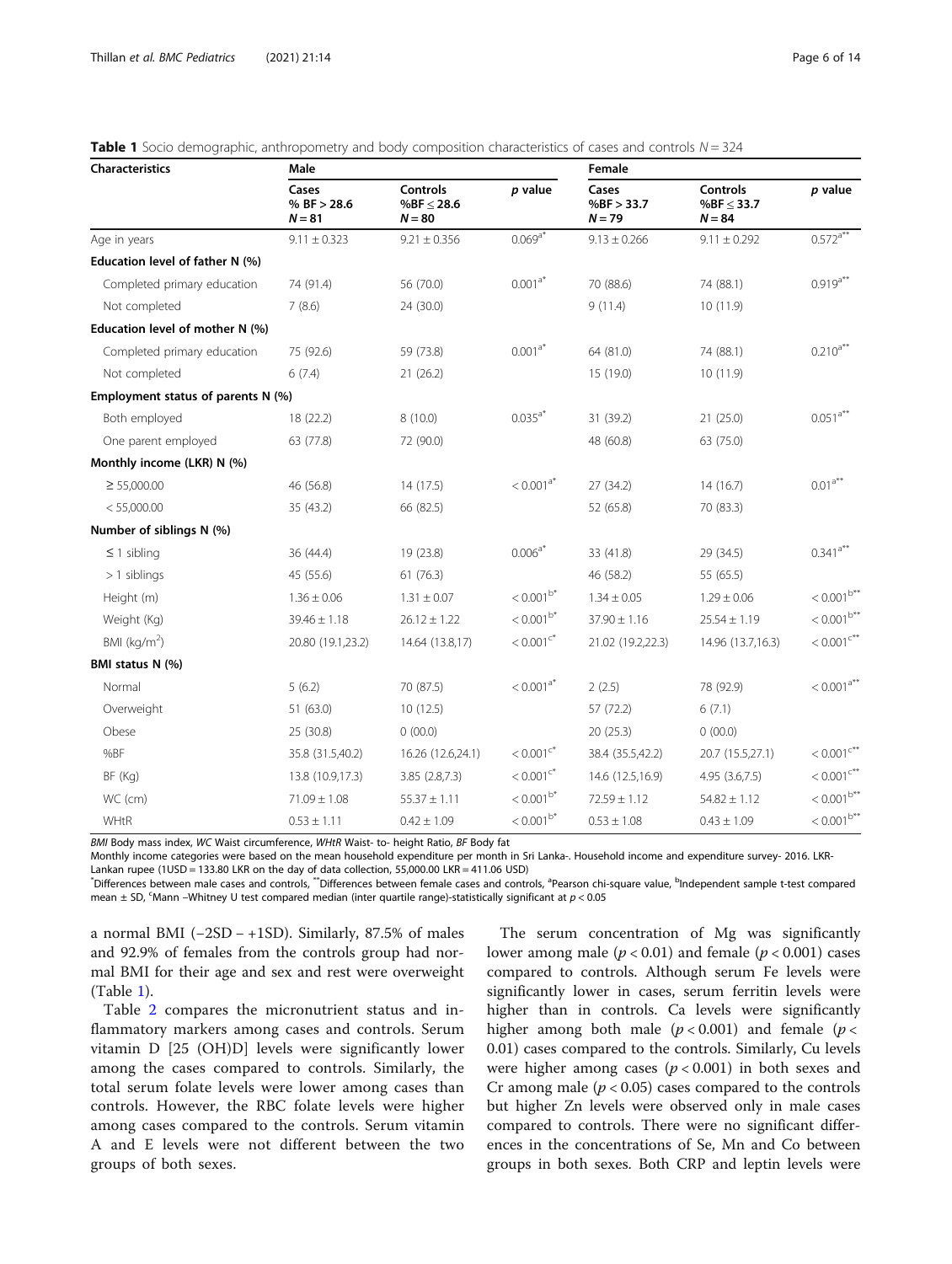**Table 1** Socio demographic, anthropometry and body composition characteristics of cases and controls $N = 324$

| Characteristics | Male | | | Female | | |
|---|---|---|---|---|---|---|
| | Cases % BF > 28.6 $N = 81$ | Controls %BF ≤ 28.6 $N = 80$ | *p* value | Cases %BF > 33.7 $N = 79$ | Controls %BF ≤ 33.7 $N = 84$ | *p* value |
| Age in years | 9.11 ± 0.323 | 9.21 ± 0.356 | 0.069[a*] | 9.13 ± 0.266 | 9.11 ± 0.292 | 0.572[a**] |
| **Education level of father N (%)** | | | | | | |
| Completed primary education | 74 (91.4) | 56 (70.0) | 0.001[a*] | 70 (88.6) | 74 (88.1) | 0.919[a**] |
| Not completed | 7 (8.6) | 24 (30.0) | | 9 (11.4) | 10 (11.9) | |
| **Education level of mother N (%)** | | | | | | |
| Completed primary education | 75 (92.6) | 59 (73.8) | 0.001[a*] | 64 (81.0) | 74 (88.1) | 0.210[a**] |
| Not completed | 6 (7.4) | 21 (26.2) | | 15 (19.0) | 10 (11.9) | |
| **Employment status of parents N (%)** | | | | | | |
| Both employed | 18 (22.2) | 8 (10.0) | 0.035[a*] | 31 (39.2) | 21 (25.0) | 0.051[a**] |
| One parent employed | 63 (77.8) | 72 (90.0) | | 48 (60.8) | 63 (75.0) | |
| **Monthly income (LKR) N (%)** | | | | | | |
| ≥ 55,000.00 | 46 (56.8) | 14 (17.5) | < 0.001[a*] | 27 (34.2) | 14 (16.7) | 0.01[a**] |
| < 55,000.00 | 35 (43.2) | 66 (82.5) | | 52 (65.8) | 70 (83.3) | |
| **Number of siblings N (%)** | | | | | | |
| ≤ 1 sibling | 36 (44.4) | 19 (23.8) | 0.006[a*] | 33 (41.8) | 29 (34.5) | 0.341[a**] |
| > 1 siblings | 45 (55.6) | 61 (76.3) | | 46 (58.2) | 55 (65.5) | |
| Height (m) | 1.36 ± 0.06 | 1.31 ± 0.07 | < 0.001[b*] | 1.34 ± 0.05 | 1.29 ± 0.06 | < 0.001[b**] |
| Weight (Kg) | 39.46 ± 1.18 | 26.12 ± 1.22 | < 0.001[b*] | 37.90 ± 1.16 | 25.54 ± 1.19 | < 0.001[b**] |
| BMI (kg/m$^2$) | 20.80 (19.1,23.2) | 14.64 (13.8,17) | < 0.001[c*] | 21.02 (19.2,22.3) | 14.96 (13.7,16.3) | < 0.001[c**] |
| **BMI status N (%)** | | | | | | |
| Normal | 5 (6.2) | 70 (87.5) | < 0.001[a*] | 2 (2.5) | 78 (92.9) | < 0.001[a**] |
| Overweight | 51 (63.0) | 10 (12.5) | | 57 (72.2) | 6 (7.1) | |
| Obese | 25 (30.8) | 0 (00.0) | | 20 (25.3) | 0 (00.0) | |
| %BF | 35.8 (31.5,40.2) | 16.26 (12.6,24.1) | < 0.001[c*] | 38.4 (35.5,42.2) | 20.7 (15.5,27.1) | < 0.001[c**] |
| BF (Kg) | 13.8 (10.9,17.3) | 3.85 (2.8,7.3) | < 0.001[c*] | 14.6 (12.5,16.9) | 4.95 (3.6,7.5) | < 0.001[c**] |
| WC (cm) | 71.09 ± 1.08 | 55.37 ± 1.11 | < 0.001[b*] | 72.59 ± 1.12 | 54.82 ± 1.12 | < 0.001[b**] |
| WHtR | 0.53 ± 1.11 | 0.42 ± 1.09 | < 0.001[b*] | 0.53 ± 1.08 | 0.43 ± 1.09 | < 0.001[b**] |

*BMI* Body mass index, *WC* Waist circumference, *WHtR* Waist- to- height Ratio, *BF* Body fat

Monthly income categories were based on the mean household expenditure per month in Sri Lanka-. Household income and expenditure survey- 2016. LKR- Lankan rupee (1USD = 133.80 LKR on the day of data collection, 55,000.00 LKR = 411.06 USD)

[*]Differences between male cases and controls, [**]Differences between female cases and controls, [a]Pearson chi-square value, [b]Independent sample t-test compared mean ± SD, [c]Mann –Whitney U test compared median (inter quartile range)-statistically significant at $p < 0.05$

a normal BMI (−2SD – +1SD). Similarly, 87.5% of males and 92.9% of females from the controls group had normal BMI for their age and sex and rest were overweight (Table 1).

Table 2 compares the micronutrient status and inflammatory markers among cases and controls. Serum vitamin D [25 (OH)D] levels were significantly lower among the cases compared to controls. Similarly, the total serum folate levels were lower among cases than controls. However, the RBC folate levels were higher among cases compared to the controls. Serum vitamin A and E levels were not different between the two groups of both sexes.

The serum concentration of Mg was significantly lower among male ($p < 0.01$) and female ($p < 0.001$) cases compared to controls. Although serum Fe levels were significantly lower in cases, serum ferritin levels were higher than in controls. Ca levels were significantly higher among both male ($p < 0.001$) and female ($p < 0.01$) cases compared to the controls. Similarly, Cu levels were higher among cases ($p < 0.001$) in both sexes and Cr among male ($p < 0.05$) cases compared to the controls but higher Zn levels were observed only in male cases compared to controls. There were no significant differences in the concentrations of Se, Mn and Co between groups in both sexes. Both CRP and leptin levels were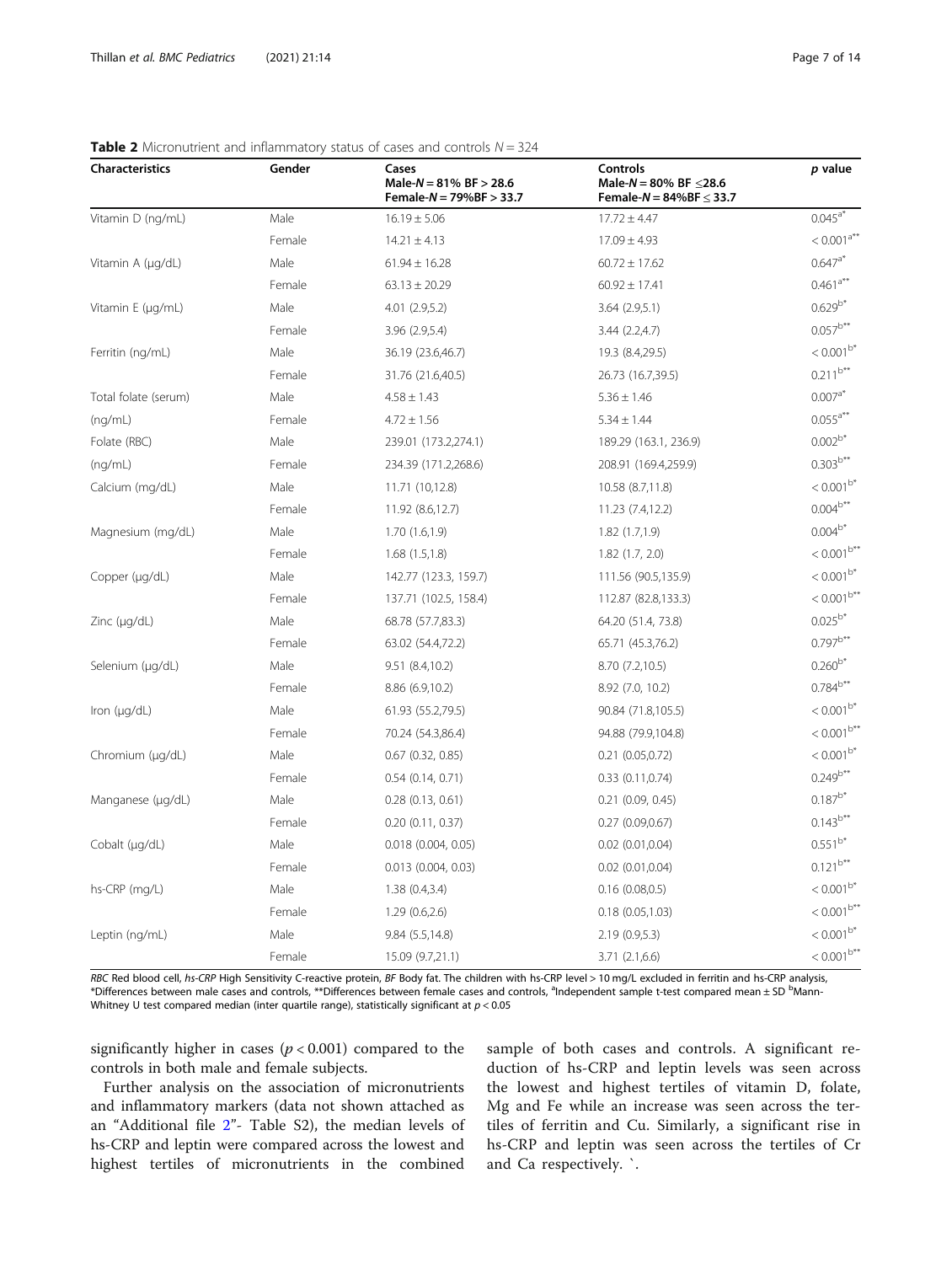**Table 2** Micronutrient and inflammatory status of cases and controls $N = 324$

| Characteristics | Gender | Cases Male-$N$ = 81% BF > 28.6 Female-$N$ = 79%BF > 33.7 | Controls Male-$N$ = 80% BF ≤28.6 Female-$N$ = 84%BF ≤ 33.7 | $p$ value |
|---|---|---|---|---|
| Vitamin D (ng/mL) | Male | 16.19 ± 5.06 | 17.72 ± 4.47 | 0.045[a*] |
| | Female | 14.21 ± 4.13 | 17.09 ± 4.93 | < 0.001[a**] |
| Vitamin A (μg/dL) | Male | 61.94 ± 16.28 | 60.72 ± 17.62 | 0.647[a*] |
| | Female | 63.13 ± 20.29 | 60.92 ± 17.41 | 0.461[a**] |
| Vitamin E (μg/mL) | Male | 4.01 (2.9,5.2) | 3.64 (2.9,5.1) | 0.629[b*] |
| | Female | 3.96 (2.9,5.4) | 3.44 (2.2,4.7) | 0.057[b**] |
| Ferritin (ng/mL) | Male | 36.19 (23.6,46.7) | 19.3 (8.4,29.5) | < 0.001[b*] |
| | Female | 31.76 (21.6,40.5) | 26.73 (16.7,39.5) | 0.211[b**] |
| Total folate (serum) (ng/mL) | Male | 4.58 ± 1.43 | 5.36 ± 1.46 | 0.007[a*] |
| | Female | 4.72 ± 1.56 | 5.34 ± 1.44 | 0.055[a**] |
| Folate (RBC) (ng/mL) | Male | 239.01 (173.2,274.1) | 189.29 (163.1, 236.9) | 0.002[b*] |
| | Female | 234.39 (171.2,268.6) | 208.91 (169.4,259.9) | 0.303[b**] |
| Calcium (mg/dL) | Male | 11.71 (10,12.8) | 10.58 (8.7,11.8) | < 0.001[b*] |
| | Female | 11.92 (8.6,12.7) | 11.23 (7.4,12.2) | 0.004[b**] |
| Magnesium (mg/dL) | Male | 1.70 (1.6,1.9) | 1.82 (1.7,1.9) | 0.004[b*] |
| | Female | 1.68 (1.5,1.8) | 1.82 (1.7, 2.0) | < 0.001[b**] |
| Copper (μg/dL) | Male | 142.77 (123.3, 159.7) | 111.56 (90.5,135.9) | < 0.001[b*] |
| | Female | 137.71 (102.5, 158.4) | 112.87 (82.8,133.3) | < 0.001[b**] |
| Zinc (μg/dL) | Male | 68.78 (57.7,83.3) | 64.20 (51.4, 73.8) | 0.025[b*] |
| | Female | 63.02 (54.4,72.2) | 65.71 (45.3,76.2) | 0.797[b**] |
| Selenium (μg/dL) | Male | 9.51 (8.4,10.2) | 8.70 (7.2,10.5) | 0.260[b*] |
| | Female | 8.86 (6.9,10.2) | 8.92 (7.0, 10.2) | 0.784[b**] |
| Iron (μg/dL) | Male | 61.93 (55.2,79.5) | 90.84 (71.8,105.5) | < 0.001[b*] |
| | Female | 70.24 (54.3,86.4) | 94.88 (79.9,104.8) | < 0.001[b**] |
| Chromium (μg/dL) | Male | 0.67 (0.32, 0.85) | 0.21 (0.05,0.72) | < 0.001[b*] |
| | Female | 0.54 (0.14, 0.71) | 0.33 (0.11,0.74) | 0.249[b**] |
| Manganese (μg/dL) | Male | 0.28 (0.13, 0.61) | 0.21 (0.09, 0.45) | 0.187[b*] |
| | Female | 0.20 (0.11, 0.37) | 0.27 (0.09,0.67) | 0.143[b**] |
| Cobalt (μg/dL) | Male | 0.018 (0.004, 0.05) | 0.02 (0.01,0.04) | 0.551[b*] |
| | Female | 0.013 (0.004, 0.03) | 0.02 (0.01,0.04) | 0.121[b**] |
| hs-CRP (mg/L) | Male | 1.38 (0.4,3.4) | 0.16 (0.08,0.5) | < 0.001[b*] |
| | Female | 1.29 (0.6,2.6) | 0.18 (0.05,1.03) | < 0.001[b**] |
| Leptin (ng/mL) | Male | 9.84 (5.5,14.8) | 2.19 (0.9,5.3) | < 0.001[b*] |
| | Female | 15.09 (9.7,21.1) | 3.71 (2.1,6.6) | < 0.001[b**] |

*RBC* Red blood cell, *hs-CRP* High Sensitivity C-reactive protein, *BF* Body fat. The children with hs-CRP level > 10 mg/L excluded in ferritin and hs-CRP analysis, *Differences between male cases and controls, **Differences between female cases and controls, [a]Independent sample t-test compared mean ± SD [b]Mann-Whitney U test compared median (inter quartile range), statistically significant at $p < 0.05$

significantly higher in cases ($p < 0.001$) compared to the controls in both male and female subjects.

Further analysis on the association of micronutrients and inflammatory markers (data not shown attached as an "Additional file 2"- Table S2), the median levels of hs-CRP and leptin were compared across the lowest and highest tertiles of micronutrients in the combined sample of both cases and controls. A significant reduction of hs-CRP and leptin levels was seen across the lowest and highest tertiles of vitamin D, folate, Mg and Fe while an increase was seen across the tertiles of ferritin and Cu. Similarly, a significant rise in hs-CRP and leptin was seen across the tertiles of Cr and Ca respectively. `.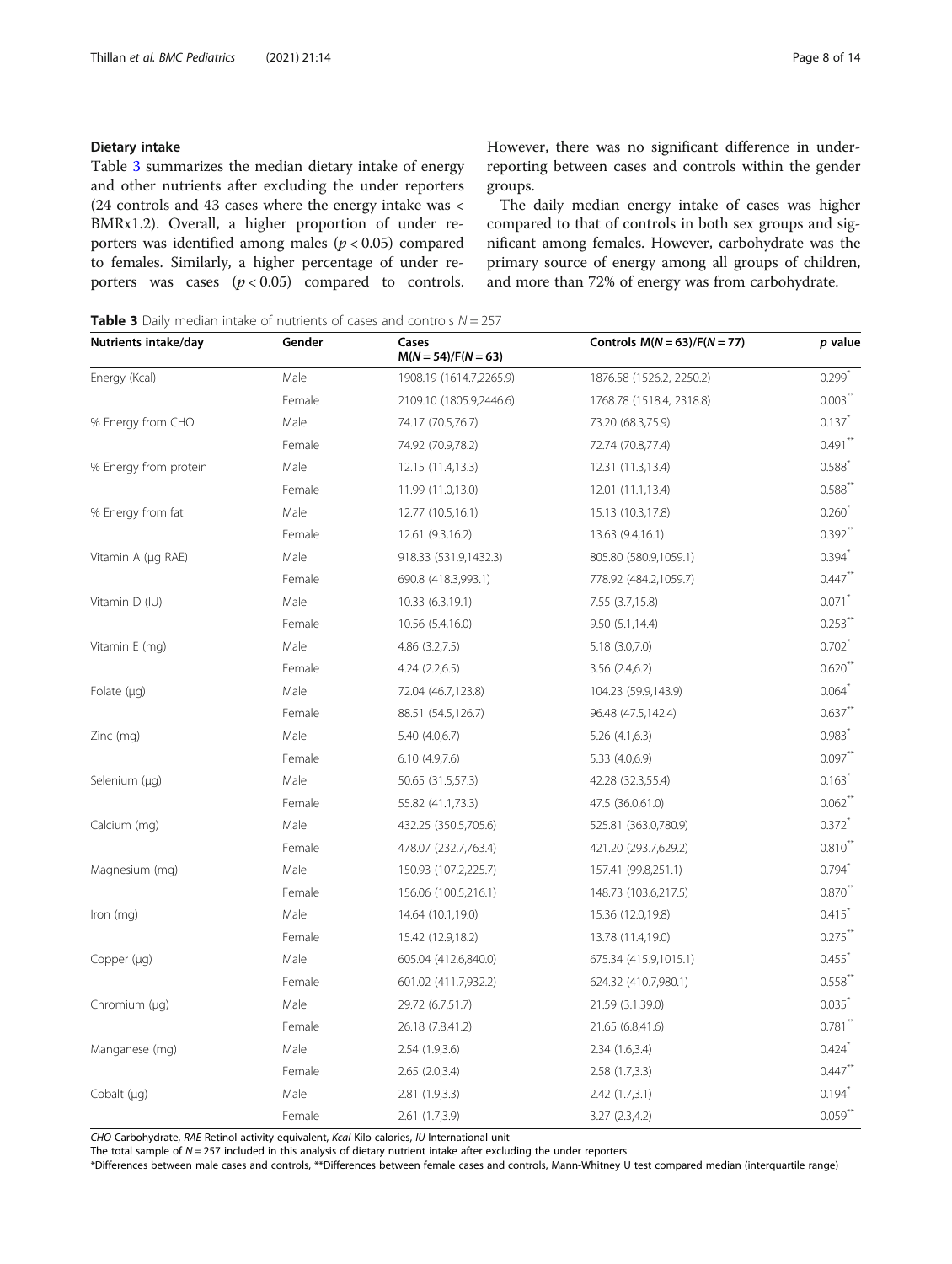### Dietary intake

Table 3 summarizes the median dietary intake of energy and other nutrients after excluding the under reporters (24 controls and 43 cases where the energy intake was < BMRx1.2). Overall, a higher proportion of under reporters was identified among males ($p < 0.05$) compared to females. Similarly, a higher percentage of under reporters was cases ($p < 0.05$) compared to controls. However, there was no significant difference in under-reporting between cases and controls within the gender groups.

The daily median energy intake of cases was higher compared to that of controls in both sex groups and significant among females. However, carbohydrate was the primary source of energy among all groups of children, and more than 72% of energy was from carbohydrate.

**Table 3** Daily median intake of nutrients of cases and controls $N = 257$

| Nutrients intake/day | Gender | Cases M(N = 54)/F(N = 63) | Controls M(N = 63)/F(N = 77) | *p* value |
|---|---|---|---|---|
| Energy (Kcal) | Male | 1908.19 (1614.7,2265.9) | 1876.58 (1526.2, 2250.2) | 0.299* |
| | Female | 2109.10 (1805.9,2446.6) | 1768.78 (1518.4, 2318.8) | 0.003** |
| % Energy from CHO | Male | 74.17 (70.5,76.7) | 73.20 (68.3,75.9) | 0.137* |
| | Female | 74.92 (70.9,78.2) | 72.74 (70.8,77.4) | 0.491** |
| % Energy from protein | Male | 12.15 (11.4,13.3) | 12.31 (11.3,13.4) | 0.588* |
| | Female | 11.99 (11.0,13.0) | 12.01 (11.1,13.4) | 0.588** |
| % Energy from fat | Male | 12.77 (10.5,16.1) | 15.13 (10.3,17.8) | 0.260* |
| | Female | 12.61 (9.3,16.2) | 13.63 (9.4,16.1) | 0.392** |
| Vitamin A (μg RAE) | Male | 918.33 (531.9,1432.3) | 805.80 (580.9,1059.1) | 0.394* |
| | Female | 690.8 (418.3,993.1) | 778.92 (484.2,1059.7) | 0.447** |
| Vitamin D (IU) | Male | 10.33 (6.3,19.1) | 7.55 (3.7,15.8) | 0.071* |
| | Female | 10.56 (5.4,16.0) | 9.50 (5.1,14.4) | 0.253** |
| Vitamin E (mg) | Male | 4.86 (3.2,7.5) | 5.18 (3.0,7.0) | 0.702* |
| | Female | 4.24 (2.2,6.5) | 3.56 (2.4,6.2) | 0.620** |
| Folate (μg) | Male | 72.04 (46.7,123.8) | 104.23 (59.9,143.9) | 0.064* |
| | Female | 88.51 (54.5,126.7) | 96.48 (47.5,142.4) | 0.637** |
| Zinc (mg) | Male | 5.40 (4.0,6.7) | 5.26 (4.1,6.3) | 0.983* |
| | Female | 6.10 (4.9,7.6) | 5.33 (4.0,6.9) | 0.097** |
| Selenium (μg) | Male | 50.65 (31.5,57.3) | 42.28 (32.3,55.4) | 0.163* |
| | Female | 55.82 (41.1,73.3) | 47.5 (36.0,61.0) | 0.062** |
| Calcium (mg) | Male | 432.25 (350.5,705.6) | 525.81 (363.0,780.9) | 0.372* |
| | Female | 478.07 (232.7,763.4) | 421.20 (293.7,629.2) | 0.810** |
| Magnesium (mg) | Male | 150.93 (107.2,225.7) | 157.41 (99.8,251.1) | 0.794* |
| | Female | 156.06 (100.5,216.1) | 148.73 (103.6,217.5) | 0.870** |
| Iron (mg) | Male | 14.64 (10.1,19.0) | 15.36 (12.0,19.8) | 0.415* |
| | Female | 15.42 (12.9,18.2) | 13.78 (11.4,19.0) | 0.275** |
| Copper (μg) | Male | 605.04 (412.6,840.0) | 675.34 (415.9,1015.1) | 0.455* |
| | Female | 601.02 (411.7,932.2) | 624.32 (410.7,980.1) | 0.558** |
| Chromium (μg) | Male | 29.72 (6.7,51.7) | 21.59 (3.1,39.0) | 0.035* |
| | Female | 26.18 (7.8,41.2) | 21.65 (6.8,41.6) | 0.781** |
| Manganese (mg) | Male | 2.54 (1.9,3.6) | 2.34 (1.6,3.4) | 0.424* |
| | Female | 2.65 (2.0,3.4) | 2.58 (1.7,3.3) | 0.447** |
| Cobalt (μg) | Male | 2.81 (1.9,3.3) | 2.42 (1.7,3.1) | 0.194* |
| | Female | 2.61 (1.7,3.9) | 3.27 (2.3,4.2) | 0.059** |

*CHO* Carbohydrate, *RAE* Retinol activity equivalent, *Kcal* Kilo calories, *IU* International unit

The total sample of $N = 257$ included in this analysis of dietary nutrient intake after excluding the under reporters

*Differences between male cases and controls, **Differences between female cases and controls, Mann-Whitney U test compared median (interquartile range)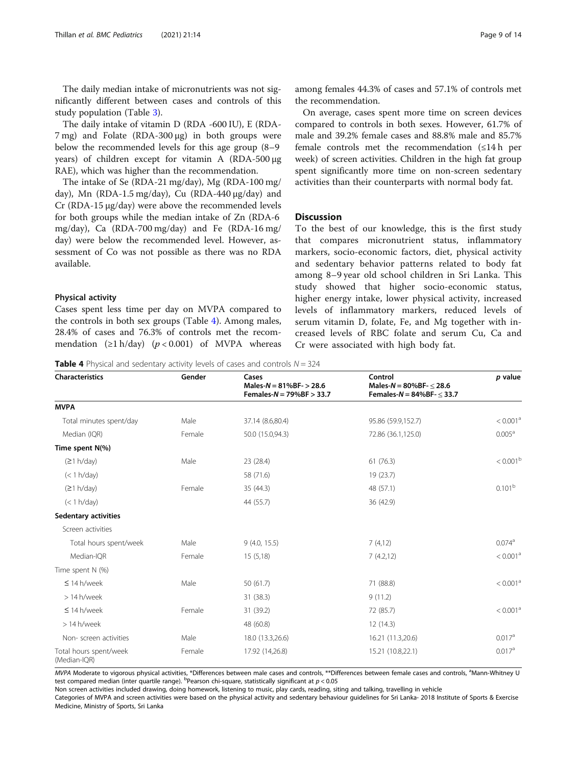The daily median intake of micronutrients was not significantly different between cases and controls of this study population (Table 3).

The daily intake of vitamin D (RDA -600 IU), E (RDA-7 mg) and Folate (RDA-300 μg) in both groups were below the recommended levels for this age group (8–9 years) of children except for vitamin A (RDA-500 μg RAE), which was higher than the recommendation.

The intake of Se (RDA-21 mg/day), Mg (RDA-100 mg/day), Mn (RDA-1.5 mg/day), Cu (RDA-440 μg/day) and Cr (RDA-15 μg/day) were above the recommended levels for both groups while the median intake of Zn (RDA-6 mg/day), Ca (RDA-700 mg/day) and Fe (RDA-16 mg/day) were below the recommended level. However, assessment of Co was not possible as there was no RDA available.

### Physical activity

Cases spent less time per day on MVPA compared to the controls in both sex groups (Table 4). Among males, 28.4% of cases and 76.3% of controls met the recommendation (≥1 h/day) ($p < 0.001$) of MVPA whereas among females 44.3% of cases and 57.1% of controls met the recommendation.

On average, cases spent more time on screen devices compared to controls in both sexes. However, 61.7% of male and 39.2% female cases and 88.8% male and 85.7% female controls met the recommendation (≤14 h per week) of screen activities. Children in the high fat group spent significantly more time on non-screen sedentary activities than their counterparts with normal body fat.

## Discussion

To the best of our knowledge, this is the first study that compares micronutrient status, inflammatory markers, socio-economic factors, diet, physical activity and sedentary behavior patterns related to body fat among 8–9 year old school children in Sri Lanka. This study showed that higher socio-economic status, higher energy intake, lower physical activity, increased levels of inflammatory markers, reduced levels of serum vitamin D, folate, Fe, and Mg together with increased levels of RBC folate and serum Cu, Ca and Cr were associated with high body fat.

**Table 4** Physical and sedentary activity levels of cases and controls $N = 324$

| Characteristics | Gender | Cases Males-$N = 81$%BF- > 28.6 Females-$N = 79$%BF > 33.7 | Control Males-$N = 80$%BF- ≤ 28.6 Females-$N = 84$%BF- ≤ 33.7 | *p* value |
|---|---|---|---|---|
| **MVPA** | | | | |
| Total minutes spent/day | Male | 37.14 (8.6,80.4) | 95.86 (59.9,152.7) | < 0.001[a] |
| Median (IQR) | Female | 50.0 (15.0,94.3) | 72.86 (36.1,125.0) | 0.005[a] |
| **Time spent N(%)** | | | | |
| (≥1 h/day) | Male | 23 (28.4) | 61 (76.3) | < 0.001[b] |
| (< 1 h/day) | | 58 (71.6) | 19 (23.7) | |
| (≥1 h/day) | Female | 35 (44.3) | 48 (57.1) | 0.101[b] |
| (< 1 h/day) | | 44 (55.7) | 36 (42.9) | |
| **Sedentary activities** | | | | |
| Screen activities | | | | |
| Total hours spent/week | Male | 9 (4.0, 15.5) | 7 (4,12) | 0.074[a] |
| Median-IQR | Female | 15 (5,18) | 7 (4.2,12) | < 0.001[a] |
| Time spent N (%) | | | | |
| ≤ 14 h/week | Male | 50 (61.7) | 71 (88.8) | < 0.001[a] |
| > 14 h/week | | 31 (38.3) | 9 (11.2) | |
| ≤ 14 h/week | Female | 31 (39.2) | 72 (85.7) | < 0.001[a] |
| > 14 h/week | | 48 (60.8) | 12 (14.3) | |
| Non- screen activities | Male | 18.0 (13.3,26.6) | 16.21 (11.3,20.6) | 0.017[a] |
| Total hours spent/week (Median-IQR) | Female | 17.92 (14,26.8) | 15.21 (10.8,22.1) | 0.017[a] |

*MVPA* Moderate to vigorous physical activities, *Differences between male cases and controls, **Differences between female cases and controls, [a]Mann-Whitney U test compared median (inter quartile range). [b]Pearson chi-square, statistically significant at $p < 0.05$

Non screen activities included drawing, doing homework, listening to music, play cards, reading, siting and talking, travelling in vehicle

Categories of MVPA and screen activities were based on the physical activity and sedentary behaviour guidelines for Sri Lanka- 2018 Institute of Sports & Exercise Medicine, Ministry of Sports, Sri Lanka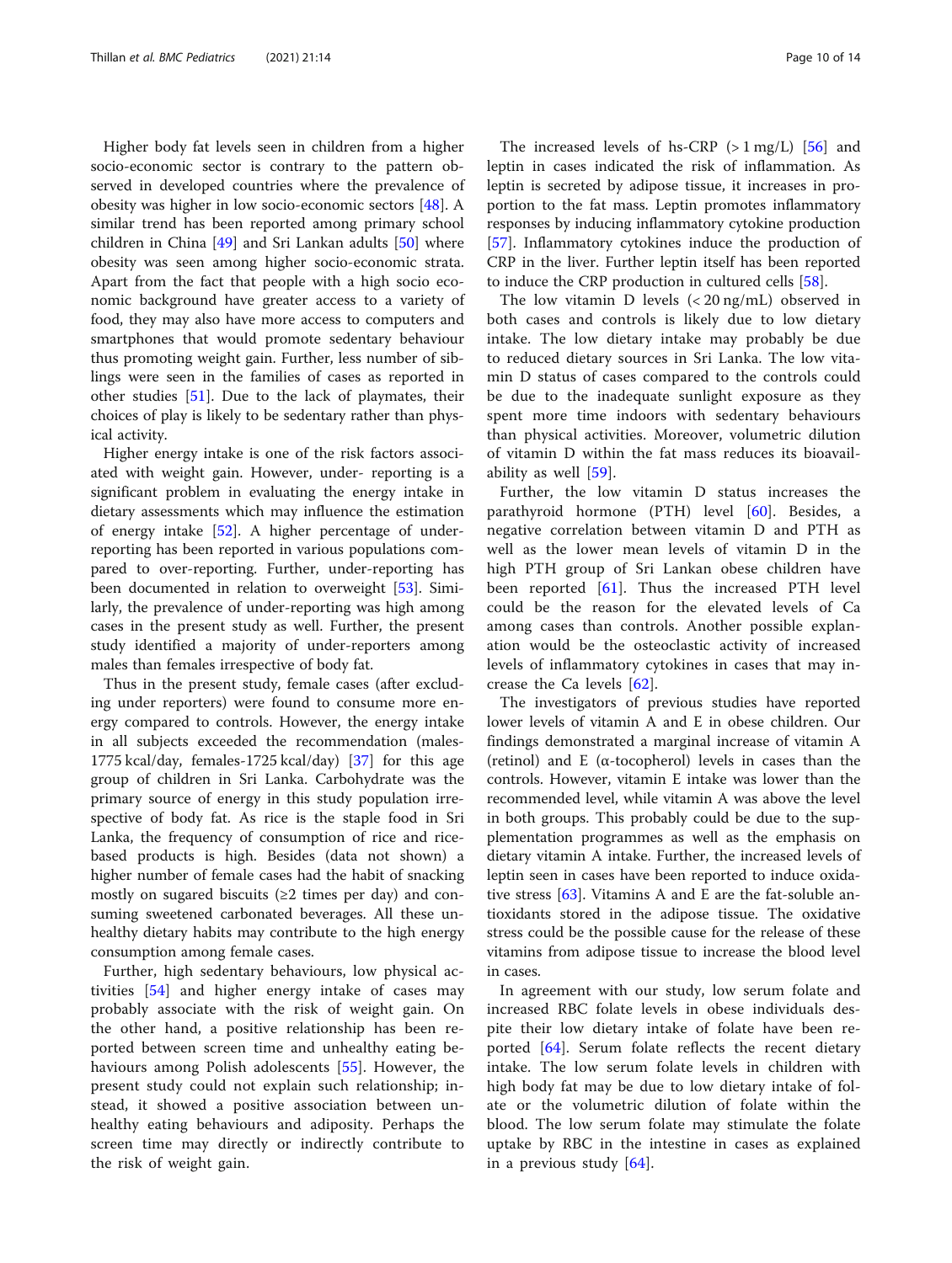Higher body fat levels seen in children from a higher socio-economic sector is contrary to the pattern observed in developed countries where the prevalence of obesity was higher in low socio-economic sectors [48]. A similar trend has been reported among primary school children in China [49] and Sri Lankan adults [50] where obesity was seen among higher socio-economic strata. Apart from the fact that people with a high socio economic background have greater access to a variety of food, they may also have more access to computers and smartphones that would promote sedentary behaviour thus promoting weight gain. Further, less number of siblings were seen in the families of cases as reported in other studies [51]. Due to the lack of playmates, their choices of play is likely to be sedentary rather than physical activity.

Higher energy intake is one of the risk factors associated with weight gain. However, under- reporting is a significant problem in evaluating the energy intake in dietary assessments which may influence the estimation of energy intake [52]. A higher percentage of under-reporting has been reported in various populations compared to over-reporting. Further, under-reporting has been documented in relation to overweight [53]. Similarly, the prevalence of under-reporting was high among cases in the present study as well. Further, the present study identified a majority of under-reporters among males than females irrespective of body fat.

Thus in the present study, female cases (after excluding under reporters) were found to consume more energy compared to controls. However, the energy intake in all subjects exceeded the recommendation (males-1775 kcal/day, females-1725 kcal/day) [37] for this age group of children in Sri Lanka. Carbohydrate was the primary source of energy in this study population irrespective of body fat. As rice is the staple food in Sri Lanka, the frequency of consumption of rice and rice-based products is high. Besides (data not shown) a higher number of female cases had the habit of snacking mostly on sugared biscuits (≥2 times per day) and consuming sweetened carbonated beverages. All these unhealthy dietary habits may contribute to the high energy consumption among female cases.

Further, high sedentary behaviours, low physical activities [54] and higher energy intake of cases may probably associate with the risk of weight gain. On the other hand, a positive relationship has been reported between screen time and unhealthy eating behaviours among Polish adolescents [55]. However, the present study could not explain such relationship; instead, it showed a positive association between unhealthy eating behaviours and adiposity. Perhaps the screen time may directly or indirectly contribute to the risk of weight gain.

The increased levels of hs-CRP (> 1 mg/L) [56] and leptin in cases indicated the risk of inflammation. As leptin is secreted by adipose tissue, it increases in proportion to the fat mass. Leptin promotes inflammatory responses by inducing inflammatory cytokine production [57]. Inflammatory cytokines induce the production of CRP in the liver. Further leptin itself has been reported to induce the CRP production in cultured cells [58].

The low vitamin D levels (< 20 ng/mL) observed in both cases and controls is likely due to low dietary intake. The low dietary intake may probably be due to reduced dietary sources in Sri Lanka. The low vitamin D status of cases compared to the controls could be due to the inadequate sunlight exposure as they spent more time indoors with sedentary behaviours than physical activities. Moreover, volumetric dilution of vitamin D within the fat mass reduces its bioavailability as well [59].

Further, the low vitamin D status increases the parathyroid hormone (PTH) level [60]. Besides, a negative correlation between vitamin D and PTH as well as the lower mean levels of vitamin D in the high PTH group of Sri Lankan obese children have been reported [61]. Thus the increased PTH level could be the reason for the elevated levels of Ca among cases than controls. Another possible explanation would be the osteoclastic activity of increased levels of inflammatory cytokines in cases that may increase the Ca levels [62].

The investigators of previous studies have reported lower levels of vitamin A and E in obese children. Our findings demonstrated a marginal increase of vitamin A (retinol) and E (α-tocopherol) levels in cases than the controls. However, vitamin E intake was lower than the recommended level, while vitamin A was above the level in both groups. This probably could be due to the supplementation programmes as well as the emphasis on dietary vitamin A intake. Further, the increased levels of leptin seen in cases have been reported to induce oxidative stress [63]. Vitamins A and E are the fat-soluble antioxidants stored in the adipose tissue. The oxidative stress could be the possible cause for the release of these vitamins from adipose tissue to increase the blood level in cases.

In agreement with our study, low serum folate and increased RBC folate levels in obese individuals despite their low dietary intake of folate have been reported [64]. Serum folate reflects the recent dietary intake. The low serum folate levels in children with high body fat may be due to low dietary intake of folate or the volumetric dilution of folate within the blood. The low serum folate may stimulate the folate uptake by RBC in the intestine in cases as explained in a previous study [64].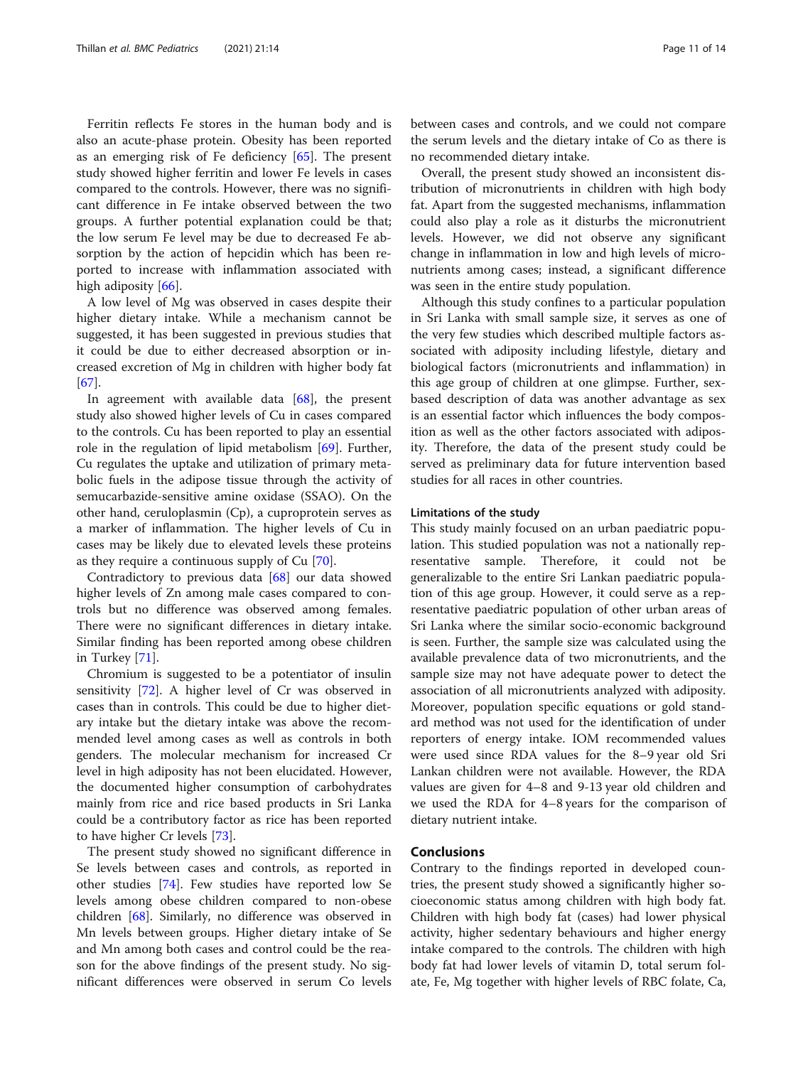Ferritin reflects Fe stores in the human body and is also an acute-phase protein. Obesity has been reported as an emerging risk of Fe deficiency [65]. The present study showed higher ferritin and lower Fe levels in cases compared to the controls. However, there was no significant difference in Fe intake observed between the two groups. A further potential explanation could be that; the low serum Fe level may be due to decreased Fe absorption by the action of hepcidin which has been reported to increase with inflammation associated with high adiposity [66].

A low level of Mg was observed in cases despite their higher dietary intake. While a mechanism cannot be suggested, it has been suggested in previous studies that it could be due to either decreased absorption or increased excretion of Mg in children with higher body fat [67].

In agreement with available data [68], the present study also showed higher levels of Cu in cases compared to the controls. Cu has been reported to play an essential role in the regulation of lipid metabolism [69]. Further, Cu regulates the uptake and utilization of primary metabolic fuels in the adipose tissue through the activity of semucarbazide-sensitive amine oxidase (SSAO). On the other hand, ceruloplasmin (Cp), a cuproprotein serves as a marker of inflammation. The higher levels of Cu in cases may be likely due to elevated levels these proteins as they require a continuous supply of Cu [70].

Contradictory to previous data [68] our data showed higher levels of Zn among male cases compared to controls but no difference was observed among females. There were no significant differences in dietary intake. Similar finding has been reported among obese children in Turkey [71].

Chromium is suggested to be a potentiator of insulin sensitivity [72]. A higher level of Cr was observed in cases than in controls. This could be due to higher dietary intake but the dietary intake was above the recommended level among cases as well as controls in both genders. The molecular mechanism for increased Cr level in high adiposity has not been elucidated. However, the documented higher consumption of carbohydrates mainly from rice and rice based products in Sri Lanka could be a contributory factor as rice has been reported to have higher Cr levels [73].

The present study showed no significant difference in Se levels between cases and controls, as reported in other studies [74]. Few studies have reported low Se levels among obese children compared to non-obese children [68]. Similarly, no difference was observed in Mn levels between groups. Higher dietary intake of Se and Mn among both cases and control could be the reason for the above findings of the present study. No significant differences were observed in serum Co levels between cases and controls, and we could not compare the serum levels and the dietary intake of Co as there is no recommended dietary intake.

Overall, the present study showed an inconsistent distribution of micronutrients in children with high body fat. Apart from the suggested mechanisms, inflammation could also play a role as it disturbs the micronutrient levels. However, we did not observe any significant change in inflammation in low and high levels of micronutrients among cases; instead, a significant difference was seen in the entire study population.

Although this study confines to a particular population in Sri Lanka with small sample size, it serves as one of the very few studies which described multiple factors associated with adiposity including lifestyle, dietary and biological factors (micronutrients and inflammation) in this age group of children at one glimpse. Further, sex-based description of data was another advantage as sex is an essential factor which influences the body composition as well as the other factors associated with adiposity. Therefore, the data of the present study could be served as preliminary data for future intervention based studies for all races in other countries.

### Limitations of the study

This study mainly focused on an urban paediatric population. This studied population was not a nationally representative sample. Therefore, it could not be generalizable to the entire Sri Lankan paediatric population of this age group. However, it could serve as a representative paediatric population of other urban areas of Sri Lanka where the similar socio-economic background is seen. Further, the sample size was calculated using the available prevalence data of two micronutrients, and the sample size may not have adequate power to detect the association of all micronutrients analyzed with adiposity. Moreover, population specific equations or gold standard method was not used for the identification of under reporters of energy intake. IOM recommended values were used since RDA values for the 8–9 year old Sri Lankan children were not available. However, the RDA values are given for 4–8 and 9-13 year old children and we used the RDA for 4–8 years for the comparison of dietary nutrient intake.

## Conclusions

Contrary to the findings reported in developed countries, the present study showed a significantly higher socioeconomic status among children with high body fat. Children with high body fat (cases) had lower physical activity, higher sedentary behaviours and higher energy intake compared to the controls. The children with high body fat had lower levels of vitamin D, total serum folate, Fe, Mg together with higher levels of RBC folate, Ca,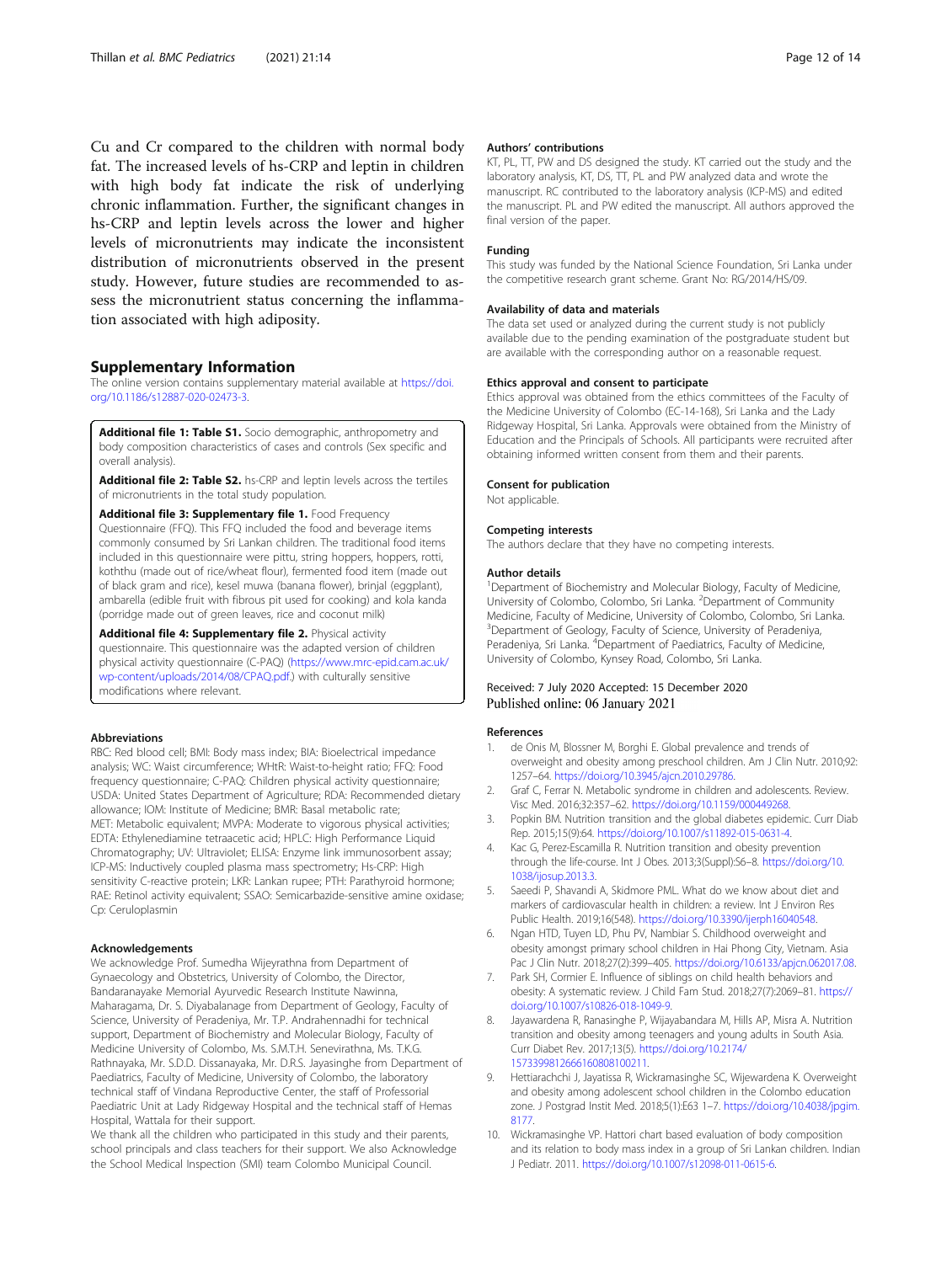Cu and Cr compared to the children with normal body fat. The increased levels of hs-CRP and leptin in children with high body fat indicate the risk of underlying chronic inflammation. Further, the significant changes in hs-CRP and leptin levels across the lower and higher levels of micronutrients may indicate the inconsistent distribution of micronutrients observed in the present study. However, future studies are recommended to assess the micronutrient status concerning the inflammation associated with high adiposity.

## Supplementary Information

The online version contains supplementary material available at https://doi.org/10.1186/s12887-020-02473-3.

**Additional file 1: Table S1.** Socio demographic, anthropometry and body composition characteristics of cases and controls (Sex specific and overall analysis).

**Additional file 2: Table S2.** hs-CRP and leptin levels across the tertiles of micronutrients in the total study population.

**Additional file 3: Supplementary file 1.** Food Frequency Questionnaire (FFQ). This FFQ included the food and beverage items commonly consumed by Sri Lankan children. The traditional food items included in this questionnaire were pittu, string hoppers, hoppers, rotti, koththu (made out of rice/wheat flour), fermented food item (made out of black gram and rice), kesel muwa (banana flower), brinjal (eggplant), ambarella (edible fruit with fibrous pit used for cooking) and kola kanda (porridge made out of green leaves, rice and coconut milk)

**Additional file 4: Supplementary file 2.** Physical activity questionnaire. This questionnaire was the adapted version of children physical activity questionnaire (C-PAQ) (https://www.mrc-epid.cam.ac.uk/wp-content/uploads/2014/08/CPAQ.pdf.) with culturally sensitive modifications where relevant.

### Abbreviations

RBC: Red blood cell; BMI: Body mass index; BIA: Bioelectrical impedance analysis; WC: Waist circumference; WHtR: Waist-to-height ratio; FFQ: Food frequency questionnaire; C-PAQ: Children physical activity questionnaire; USDA: United States Department of Agriculture; RDA: Recommended dietary allowance; IOM: Institute of Medicine; BMR: Basal metabolic rate; MET: Metabolic equivalent; MVPA: Moderate to vigorous physical activities; EDTA: Ethylenediamine tetraacetic acid; HPLC: High Performance Liquid Chromatography; UV: Ultraviolet; ELISA: Enzyme link immunosorbent assay; ICP-MS: Inductively coupled plasma mass spectrometry; Hs-CRP: High sensitivity C-reactive protein; LKR: Lankan rupee; PTH: Parathyroid hormone; RAE: Retinol activity equivalent; SSAO: Semicarbazide-sensitive amine oxidase; Cp: Ceruloplasmin

### Acknowledgements

We acknowledge Prof. Sumedha Wijeyrathna from Department of Gynaecology and Obstetrics, University of Colombo, the Director, Bandaranayake Memorial Ayurvedic Research Institute Nawinna, Maharagama, Dr. S. Diyabalanage from Department of Geology, Faculty of Science, University of Peradeniya, Mr. T.P. Andrahennadhi for technical support, Department of Biochemistry and Molecular Biology, Faculty of Medicine University of Colombo, Ms. S.M.T.H. Senevirathna, Ms. T.K.G. Rathnayaka, Mr. S.D.D. Dissanayaka, Mr. D.R.S. Jayasinghe from Department of Paediatrics, Faculty of Medicine, University of Colombo, the laboratory technical staff of Vindana Reproductive Center, the staff of Professorial Paediatric Unit at Lady Ridgeway Hospital and the technical staff of Hemas Hospital, Wattala for their support.

We thank all the children who participated in this study and their parents, school principals and class teachers for their support. We also Acknowledge the School Medical Inspection (SMI) team Colombo Municipal Council.

### Authors' contributions

KT, PL, TT, PW and DS designed the study. KT carried out the study and the laboratory analysis, KT, DS, TT, PL and PW analyzed data and wrote the manuscript. RC contributed to the laboratory analysis (ICP-MS) and edited the manuscript. PL and PW edited the manuscript. All authors approved the final version of the paper.

### Funding

This study was funded by the National Science Foundation, Sri Lanka under the competitive research grant scheme. Grant No: RG/2014/HS/09.

### Availability of data and materials

The data set used or analyzed during the current study is not publicly available due to the pending examination of the postgraduate student but are available with the corresponding author on a reasonable request.

### Ethics approval and consent to participate

Ethics approval was obtained from the ethics committees of the Faculty of the Medicine University of Colombo (EC-14-168), Sri Lanka and the Lady Ridgeway Hospital, Sri Lanka. Approvals were obtained from the Ministry of Education and the Principals of Schools. All participants were recruited after obtaining informed written consent from them and their parents.

### Consent for publication

Not applicable.

### Competing interests

The authors declare that they have no competing interests.

### Author details

[1]Department of Biochemistry and Molecular Biology, Faculty of Medicine, University of Colombo, Colombo, Sri Lanka. [2]Department of Community Medicine, Faculty of Medicine, University of Colombo, Colombo, Sri Lanka. [3]Department of Geology, Faculty of Science, University of Peradeniya, Peradeniya, Sri Lanka. [4]Department of Paediatrics, Faculty of Medicine, University of Colombo, Kynsey Road, Colombo, Sri Lanka.

Received: 7 July 2020 Accepted: 15 December 2020
Published online: 06 January 2021

### References

1. de Onis M, Blossner M, Borghi E. Global prevalence and trends of overweight and obesity among preschool children. Am J Clin Nutr. 2010;92:1257–64. https://doi.org/10.3945/ajcn.2010.29786.
2. Graf C, Ferrar N. Metabolic syndrome in children and adolescents. Review. Visc Med. 2016;32:357–62. https://doi.org/10.1159/000449268.
3. Popkin BM. Nutrition transition and the global diabetes epidemic. Curr Diab Rep. 2015;15(9):64. https://doi.org/10.1007/s11892-015-0631-4.
4. Kac G, Perez-Escamilla R. Nutrition transition and obesity prevention through the life-course. Int J Obes. 2013;3(Suppl):S6–8. https://doi.org/10.1038/ijosup.2013.3.
5. Saeedi P, Shavandi A, Skidmore PML. What do we know about diet and markers of cardiovascular health in children: a review. Int J Environ Res Public Health. 2019;16(548). https://doi.org/10.3390/ijerph16040548.
6. Ngan HTD, Tuyen LD, Phu PV, Nambiar S. Childhood overweight and obesity amongst primary school children in Hai Phong City, Vietnam. Asia Pac J Clin Nutr. 2018;27(2):399–405. https://doi.org/10.6133/apjcn.062017.08.
7. Park SH, Cormier E. Influence of siblings on child health behaviors and obesity: A systematic review. J Child Fam Stud. 2018;27(7):2069–81. https://doi.org/10.1007/s10826-018-1049-9.
8. Jayawardena R, Ranasinghe P, Wijayabandara M, Hills AP, Misra A. Nutrition transition and obesity among teenagers and young adults in South Asia. Curr Diabet Rev. 2017;13(5). https://doi.org/10.2174/1573399812666160808100211.
9. Hettiarachchi J, Jayatissa R, Wickramasinghe SC, Wijewardena K. Overweight and obesity among adolescent school children in the Colombo education zone. J Postgrad Instit Med. 2018;5(1):E63 1–7. https://doi.org/10.4038/jpgim.8177.
10. Wickramasinghe VP. Hattori chart based evaluation of body composition and its relation to body mass index in a group of Sri Lankan children. Indian J Pediatr. 2011. https://doi.org/10.1007/s12098-011-0615-6.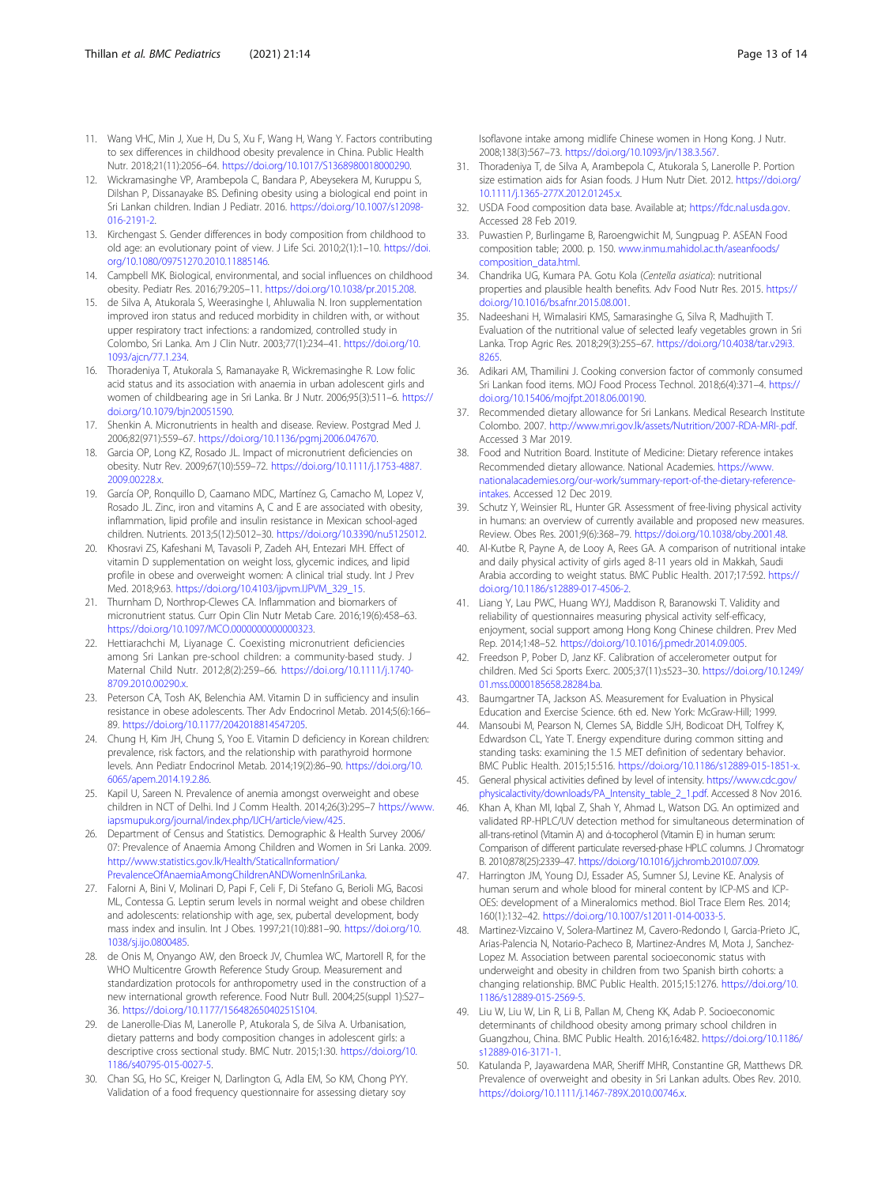11. Wang VHC, Min J, Xue H, Du S, Xu F, Wang H, Wang Y. Factors contributing to sex differences in childhood obesity prevalence in China. Public Health Nutr. 2018;21(11):2056–64. https://doi.org/10.1017/S1368980018000290.
12. Wickramasinghe VP, Arambepola C, Bandara P, Abeysekera M, Kuruppu S, Dilshan P, Dissanayake BS. Defining obesity using a biological end point in Sri Lankan children. Indian J Pediatr. 2016. https://doi.org/10.1007/s12098-016-2191-2.
13. Kirchengast S. Gender differences in body composition from childhood to old age: an evolutionary point of view. J Life Sci. 2010;2(1):1–10. https://doi.org/10.1080/09751270.2010.11885146.
14. Campbell MK. Biological, environmental, and social influences on childhood obesity. Pediatr Res. 2016;79:205–11. https://doi.org/10.1038/pr.2015.208.
15. de Silva A, Atukorala S, Weerasinghe I, Ahluwalia N. Iron supplementation improved iron status and reduced morbidity in children with, or without upper respiratory tract infections: a randomized, controlled study in Colombo, Sri Lanka. Am J Clin Nutr. 2003;77(1):234–41. https://doi.org/10.1093/ajcn/77.1.234.
16. Thoradeniya T, Atukorala S, Ramanayake R, Wickremasinghe R. Low folic acid status and its association with anaemia in urban adolescent girls and women of childbearing age in Sri Lanka. Br J Nutr. 2006;95(3):511–6. https://doi.org/10.1079/bjn20051590.
17. Shenkin A. Micronutrients in health and disease. Review. Postgrad Med J. 2006;82(971):559–67. https://doi.org/10.1136/pgmj.2006.047670.
18. Garcia OP, Long KZ, Rosado JL. Impact of micronutrient deficiencies on obesity. Nutr Rev. 2009;67(10):559–72. https://doi.org/10.1111/j.1753-4887.2009.00228.x.
19. García OP, Ronquillo D, Caamano MDC, Martínez G, Camacho M, Lopez V, Rosado JL. Zinc, iron and vitamins A, C and E are associated with obesity, inflammation, lipid profile and insulin resistance in Mexican school-aged children. Nutrients. 2013;5(12):5012–30. https://doi.org/10.3390/nu5125012.
20. Khosravi ZS, Kafeshani M, Tavasoli P, Zadeh AH, Entezari MH. Effect of vitamin D supplementation on weight loss, glycemic indices, and lipid profile in obese and overweight women: A clinical trial study. Int J Prev Med. 2018;9:63. https://doi.org/10.4103/ijpvm.IJPVM_329_15.
21. Thurnham D, Northrop-Clewes CA. Inflammation and biomarkers of micronutrient status. Curr Opin Clin Nutr Metab Care. 2016;19(6):458–63. https://doi.org/10.1097/MCO.0000000000000323.
22. Hettiarachchi M, Liyanage C. Coexisting micronutrient deficiencies among Sri Lankan pre-school children: a community-based study. J Maternal Child Nutr. 2012;8(2):259–66. https://doi.org/10.1111/j.1740-8709.2010.00290.x.
23. Peterson CA, Tosh AK, Belenchia AM. Vitamin D insufficiency and insulin resistance in obese adolescents. Ther Adv Endocrinol Metab. 2014;5(6):166–89. https://doi.org/10.1177/2042018814547205.
24. Chung H, Kim JH, Chung S, Yoo E. Vitamin D deficiency in Korean children: prevalence, risk factors, and the relationship with parathyroid hormone levels. Ann Pediatr Endocrinol Metab. 2014;19(2):86–90. https://doi.org/10.6065/apem.2014.19.2.86.
25. Kapil U, Sareen N. Prevalence of anemia amongst overweight and obese children in NCT of Delhi. Ind J Comm Health. 2014;26(3):295–7 https://www.iapsmupuk.org/journal/index.php/IJCH/article/view/425.
26. Department of Census and Statistics. Demographic & Health Survey 2006/07: Prevalence of Anaemia Among Children and Women in Sri Lanka. 2009. http://www.statistics.gov.lk/Health/StaticalInformation/PrevalenceOfAnaemiaAmongChildrenANDWomenInSriLanka.
27. Falorni A, Bini V, Molinari D, Papi F, Celi F, Di Stefano G, Berioli MG, Bacosi ML, Contessa G. Leptin serum levels in normal weight and obese children and adolescents: relationship with age, sex, pubertal development, body mass index and insulin. Int J Obes. 1997;21(10):881–90. https://doi.org/10.1038/sj.ijo.0800485.
28. de Onis M, Onyango AW, den Broeck JV, Chumlea WC, Martorell R, for the WHO Multicentre Growth Reference Study Group. Measurement and standardization protocols for anthropometry used in the construction of a new international growth reference. Food Nutr Bull. 2004;25(suppl 1):S27–36. https://doi.org/10.1177/15648265040251S104.
29. de Lanerolle-Dias M, Lanerolle P, Atukorala S, de Silva A. Urbanisation, dietary patterns and body composition changes in adolescent girls: a descriptive cross sectional study. BMC Nutr. 2015;1:30. https://doi.org/10.1186/s40795-015-0027-5.
30. Chan SG, Ho SC, Kreiger N, Darlington G, Adla EM, So KM, Chong PYY. Validation of a food frequency questionnaire for assessing dietary soy Isoflavone intake among midlife Chinese women in Hong Kong. J Nutr. 2008;138(3):567–73. https://doi.org/10.1093/jn/138.3.567.
31. Thoradeniya T, de Silva A, Arambepola C, Atukorala S, Lanerolle P. Portion size estimation aids for Asian foods. J Hum Nutr Diet. 2012. https://doi.org/10.1111/j.1365-277X.2012.01245.x.
32. USDA Food composition data base. Available at; https://fdc.nal.usda.gov. Accessed 28 Feb 2019.
33. Puwastien P, Burlingame B, Raroengwichit M, Sungpuag P. ASEAN Food composition table; 2000. p. 150. www.inmu.mahidol.ac.th/aseanfoods/composition_data.html.
34. Chandrika UG, Kumara PA. Gotu Kola (*Centella asiatica*): nutritional properties and plausible health benefits. Adv Food Nutr Res. 2015. https://doi.org/10.1016/bs.afnr.2015.08.001.
35. Nadeeshani H, Wimalasiri KMS, Samarasinghe G, Silva R, Madhujith T. Evaluation of the nutritional value of selected leafy vegetables grown in Sri Lanka. Trop Agric Res. 2018;29(3):255–67. https://doi.org/10.4038/tar.v29i3.8265.
36. Adikari AM, Thamilini J. Cooking conversion factor of commonly consumed Sri Lankan food items. MOJ Food Process Technol. 2018;6(4):371–4. https://doi.org/10.15406/mojfpt.2018.06.00190.
37. Recommended dietary allowance for Sri Lankans. Medical Research Institute Colombo. 2007. http://www.mri.gov.lk/assets/Nutrition/2007-RDA-MRI-.pdf. Accessed 3 Mar 2019.
38. Food and Nutrition Board. Institute of Medicine: Dietary reference intakes Recommended dietary allowance. National Academies. https://www.nationalacademies.org/our-work/summary-report-of-the-dietary-reference-intakes. Accessed 12 Dec 2019.
39. Schutz Y, Weinsier RL, Hunter GR. Assessment of free-living physical activity in humans: an overview of currently available and proposed new measures. Review. Obes Res. 2001;9(6):368–79. https://doi.org/10.1038/oby.2001.48.
40. Al-Kutbe R, Payne A, de Looy A, Rees GA. A comparison of nutritional intake and daily physical activity of girls aged 8-11 years old in Makkah, Saudi Arabia according to weight status. BMC Public Health. 2017;17:592. https://doi.org/10.1186/s12889-017-4506-2.
41. Liang Y, Lau PWC, Huang WYJ, Maddison R, Baranowski T. Validity and reliability of questionnaires measuring physical activity self-efficacy, enjoyment, social support among Hong Kong Chinese children. Prev Med Rep. 2014;1:48–52. https://doi.org/10.1016/j.pmedr.2014.09.005.
42. Freedson P, Pober D, Janz KF. Calibration of accelerometer output for children. Med Sci Sports Exerc. 2005;37(11):s523–30. https://doi.org/10.1249/01.mss.0000185658.28284.ba.
43. Baumgartner TA, Jackson AS. Measurement for Evaluation in Physical Education and Exercise Science. 6th ed. New York: McGraw-Hill; 1999.
44. Mansoubi M, Pearson N, Clemes SA, Biddle SJH, Bodicoat DH, Tolfrey K, Edwardson CL, Yate T. Energy expenditure during common sitting and standing tasks: examining the 1.5 MET definition of sedentary behavior. BMC Public Health. 2015;15:516. https://doi.org/10.1186/s12889-015-1851-x.
45. General physical activities defined by level of intensity. https://www.cdc.gov/physicalactivity/downloads/PA_Intensity_table_2_1.pdf. Accessed 8 Nov 2016.
46. Khan A, Khan MI, Iqbal Z, Shah Y, Ahmad L, Watson DG. An optimized and validated RP-HPLC/UV detection method for simultaneous determination of all-trans-retinol (Vitamin A) and α-tocopherol (Vitamin E) in human serum: Comparison of different particulate reversed-phase HPLC columns. J Chromatogr B. 2010;878(25):2339–47. https://doi.org/10.1016/j.jchromb.2010.07.009.
47. Harrington JM, Young DJ, Essader AS, Sumner SJ, Levine KE. Analysis of human serum and whole blood for mineral content by ICP-MS and ICP-OES: development of a Mineralomics method. Biol Trace Elem Res. 2014;160(1):132–42. https://doi.org/10.1007/s12011-014-0033-5.
48. Martinez-Vizcaino V, Solera-Martinez M, Cavero-Redondo I, Garcia-Prieto JC, Arias-Palencia N, Notario-Pacheco B, Martinez-Andres M, Mota J, Sanchez-Lopez M. Association between parental socioeconomic status with underweight and obesity in children from two Spanish birth cohorts: a changing relationship. BMC Public Health. 2015;15:1276. https://doi.org/10.1186/s12889-015-2569-5.
49. Liu W, Liu W, Lin R, Li B, Pallan M, Cheng KK, Adab P. Socioeconomic determinants of childhood obesity among primary school children in Guangzhou, China. BMC Public Health. 2016;16:482. https://doi.org/10.1186/s12889-016-3171-1.
50. Katulanda P, Jayawardena MAR, Sheriff MHR, Constantine GR, Matthews DR. Prevalence of overweight and obesity in Sri Lankan adults. Obes Rev. 2010. https://doi.org/10.1111/j.1467-789X.2010.00746.x.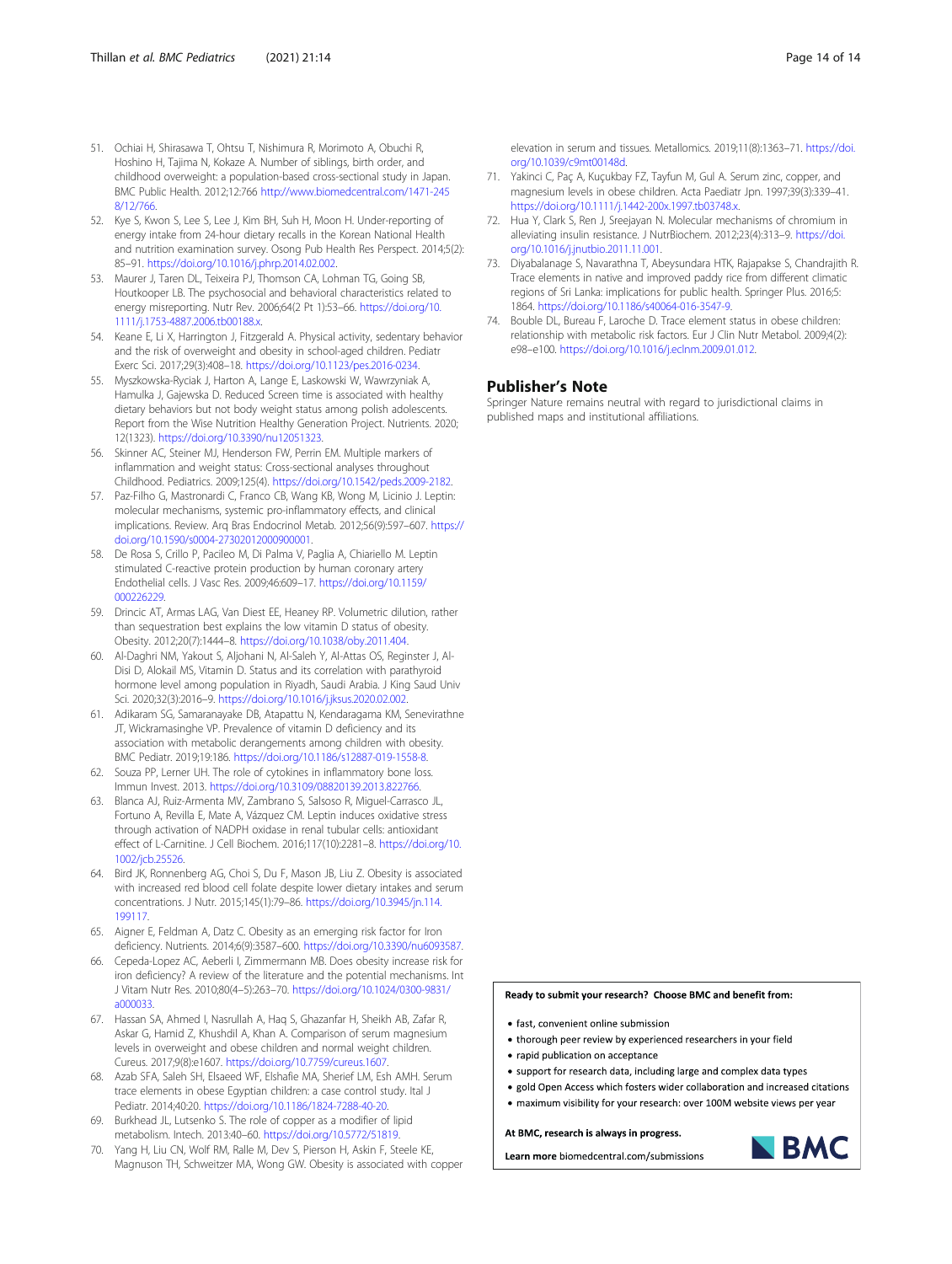51. Ochiai H, Shirasawa T, Ohtsu T, Nishimura R, Morimoto A, Obuchi R, Hoshino H, Tajima N, Kokaze A. Number of siblings, birth order, and childhood overweight: a population-based cross-sectional study in Japan. BMC Public Health. 2012;12:766 http://www.biomedcentral.com/1471-2458/12/766.
52. Kye S, Kwon S, Lee S, Lee J, Kim BH, Suh H, Moon H. Under-reporting of energy intake from 24-hour dietary recalls in the Korean National Health and nutrition examination survey. Osong Pub Health Res Perspect. 2014;5(2):85–91. https://doi.org/10.1016/j.phrp.2014.02.002.
53. Maurer J, Taren DL, Teixeira PJ, Thomson CA, Lohman TG, Going SB, Houtkooper LB. The psychosocial and behavioral characteristics related to energy misreporting. Nutr Rev. 2006;64(2 Pt 1):53–66. https://doi.org/10.1111/j.1753-4887.2006.tb00188.x.
54. Keane E, Li X, Harrington J, Fitzgerald A. Physical activity, sedentary behavior and the risk of overweight and obesity in school-aged children. Pediatr Exerc Sci. 2017;29(3):408–18. https://doi.org/10.1123/pes.2016-0234.
55. Myszkowska-Ryciak J, Harton A, Lange E, Laskowski W, Wawrzyniak A, Hamulka J, Gajewska D. Reduced Screen time is associated with healthy dietary behaviors but not body weight status among polish adolescents. Report from the Wise Nutrition Healthy Generation Project. Nutrients. 2020;12(1323). https://doi.org/10.3390/nu12051323.
56. Skinner AC, Steiner MJ, Henderson FW, Perrin EM. Multiple markers of inflammation and weight status: Cross-sectional analyses throughout Childhood. Pediatrics. 2009;125(4). https://doi.org/10.1542/peds.2009-2182.
57. Paz-Filho G, Mastronardi C, Franco CB, Wang KB, Wong M, Licinio J. Leptin: molecular mechanisms, systemic pro-inflammatory effects, and clinical implications. Review. Arq Bras Endocrinol Metab. 2012;56(9):597–607. https://doi.org/10.1590/s0004-27302012000900001.
58. De Rosa S, Crillo P, Pacileo M, Di Palma V, Paglia A, Chiariello M. Leptin stimulated C-reactive protein production by human coronary artery Endothelial cells. J Vasc Res. 2009;46:609–17. https://doi.org/10.1159/000226229.
59. Drincic AT, Armas LAG, Van Diest EE, Heaney RP. Volumetric dilution, rather than sequestration best explains the low vitamin D status of obesity. Obesity. 2012;20(7):1444–8. https://doi.org/10.1038/oby.2011.404.
60. Al-Daghri NM, Yakout S, Aljohani N, Al-Saleh Y, Al-Attas OS, Reginster J, Al-Disi D, Alokail MS, Vitamin D. Status and its correlation with parathyroid hormone level among population in Riyadh, Saudi Arabia. J King Saud Univ Sci. 2020;32(3):2016–9. https://doi.org/10.1016/j.jksus.2020.02.002.
61. Adikaram SG, Samaranayake DB, Atapattu N, Kendaragama KM, Senevirathne JT, Wickramasinghe VP. Prevalence of vitamin D deficiency and its association with metabolic derangements among children with obesity. BMC Pediatr. 2019;19:186. https://doi.org/10.1186/s12887-019-1558-8.
62. Souza PP, Lerner UH. The role of cytokines in inflammatory bone loss. Immun Invest. 2013. https://doi.org/10.3109/08820139.2013.822766.
63. Blanca AJ, Ruiz-Armenta MV, Zambrano S, Salsoso R, Miguel-Carrasco JL, Fortuno A, Revilla E, Mate A, Vázquez CM. Leptin induces oxidative stress through activation of NADPH oxidase in renal tubular cells: antioxidant effect of L-Carnitine. J Cell Biochem. 2016;117(10):2281–8. https://doi.org/10.1002/jcb.25526.
64. Bird JK, Ronnenberg AG, Choi S, Du F, Mason JB, Liu Z. Obesity is associated with increased red blood cell folate despite lower dietary intakes and serum concentrations. J Nutr. 2015;145(1):79–86. https://doi.org/10.3945/jn.114.199117.
65. Aigner E, Feldman A, Datz C. Obesity as an emerging risk factor for Iron deficiency. Nutrients. 2014;6(9):3587–600. https://doi.org/10.3390/nu6093587.
66. Cepeda-Lopez AC, Aeberli I, Zimmermann MB. Does obesity increase risk for iron deficiency? A review of the literature and the potential mechanisms. Int J Vitam Nutr Res. 2010;80(4–5):263–70. https://doi.org/10.1024/0300-9831/a000033.
67. Hassan SA, Ahmed I, Nasrullah A, Haq S, Ghazanfar H, Sheikh AB, Zafar R, Askar G, Hamid Z, Khushdil A, Khan A. Comparison of serum magnesium levels in overweight and obese children and normal weight children. Cureus. 2017;9(8):e1607. https://doi.org/10.7759/cureus.1607.
68. Azab SFA, Saleh SH, Elsaeed WF, Elshafie MA, Sherief LM, Esh AMH. Serum trace elements in obese Egyptian children: a case control study. Ital J Pediatr. 2014;40:20. https://doi.org/10.1186/1824-7288-40-20.
69. Burkhead JL, Lutsenko S. The role of copper as a modifier of lipid metabolism. Intech. 2013:40–60. https://doi.org/10.5772/51819.
70. Yang H, Liu CN, Wolf RM, Ralle M, Dev S, Pierson H, Askin F, Steele KE, Magnuson TH, Schweitzer MA, Wong GW. Obesity is associated with copper elevation in serum and tissues. Metallomics. 2019;11(8):1363–71. https://doi.org/10.1039/c9mt00148d.
71. Yakinci C, Paç A, Kuçukbay FZ, Tayfun M, Gul A. Serum zinc, copper, and magnesium levels in obese children. Acta Paediatr Jpn. 1997;39(3):339–41. https://doi.org/10.1111/j.1442-200x.1997.tb03748.x.
72. Hua Y, Clark S, Ren J, Sreejayan N. Molecular mechanisms of chromium in alleviating insulin resistance. J NutrBiochem. 2012;23(4):313–9. https://doi.org/10.1016/j.jnutbio.2011.11.001.
73. Diyabalanage S, Navarathna T, Abeysundara HTK, Rajapakse S, Chandrajith R. Trace elements in native and improved paddy rice from different climatic regions of Sri Lanka: implications for public health. Springer Plus. 2016;5:1864. https://doi.org/10.1186/s40064-016-3547-9.
74. Bouble DL, Bureau F, Laroche D. Trace element status in obese children: relationship with metabolic risk factors. Eur J Clin Nutr Metabol. 2009;4(2):e98–e100. https://doi.org/10.1016/j.eclnm.2009.01.012.

## Publisher's Note

Springer Nature remains neutral with regard to jurisdictional claims in published maps and institutional affiliations.

**Ready to submit your research? Choose BMC and benefit from:**

- fast, convenient online submission
- thorough peer review by experienced researchers in your field
- rapid publication on acceptance
- support for research data, including large and complex data types
- gold Open Access which fosters wider collaboration and increased citations
- maximum visibility for your research: over 100M website views per year

**At BMC, research is always in progress.**

**Learn more** biomedcentral.com/submissions